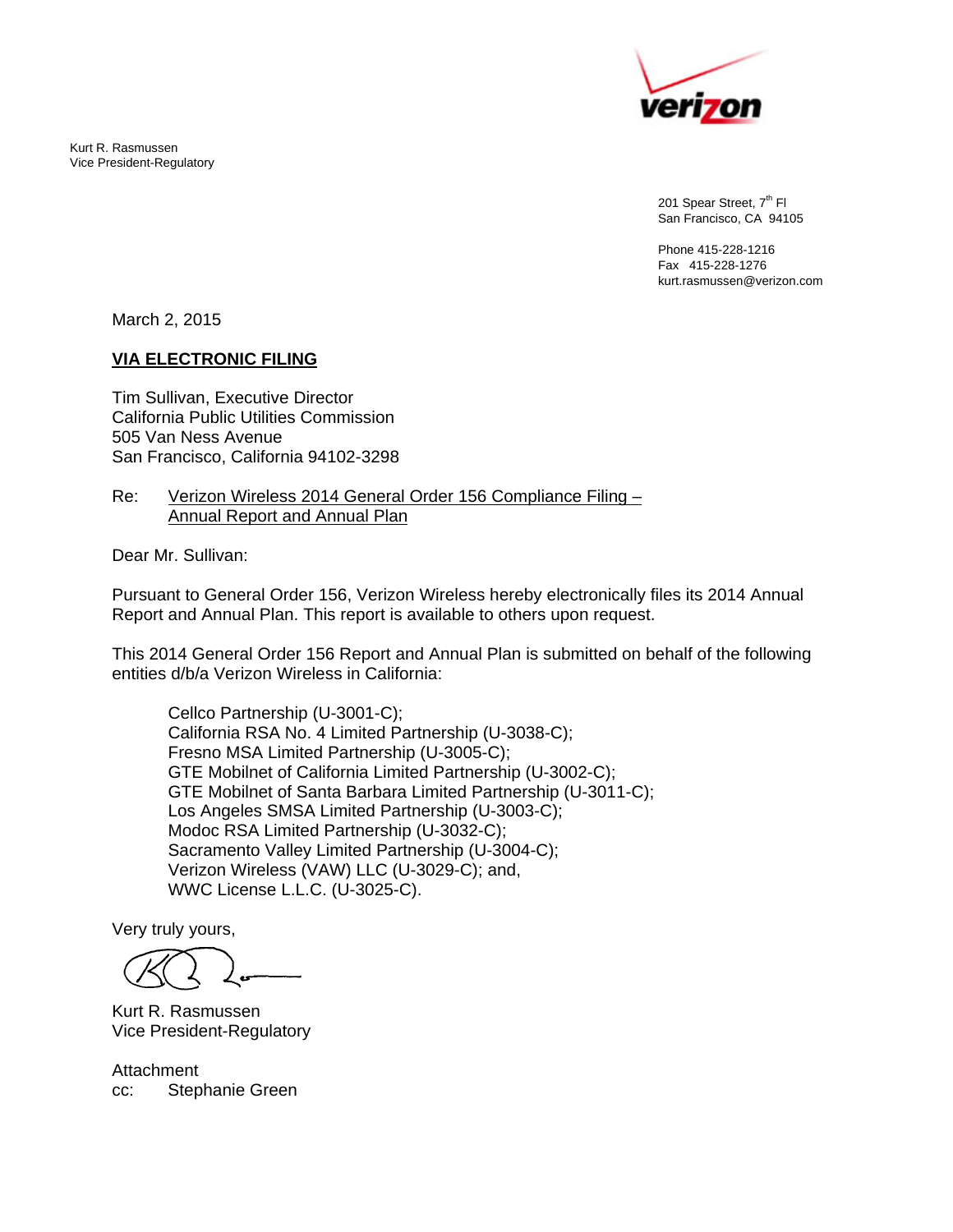Kurt R. Rasmussen
Vice President-Regulatory

201 Spear Street, 7th Fl
San Francisco, CA 94105

Phone 415-228-1216
Fax 415-228-1276
kurt.rasmussen@verizon.com

March 2, 2015

**VIA ELECTRONIC FILING**

Tim Sullivan, Executive Director
California Public Utilities Commission
505 Van Ness Avenue
San Francisco, California 94102-3298

Re: Verizon Wireless 2014 General Order 156 Compliance Filing – Annual Report and Annual Plan

Dear Mr. Sullivan:

Pursuant to General Order 156, Verizon Wireless hereby electronically files its 2014 Annual Report and Annual Plan. This report is available to others upon request.

This 2014 General Order 156 Report and Annual Plan is submitted on behalf of the following entities d/b/a Verizon Wireless in California:

- Cellco Partnership (U-3001-C);
- California RSA No. 4 Limited Partnership (U-3038-C);
- Fresno MSA Limited Partnership (U-3005-C);
- GTE Mobilnet of California Limited Partnership (U-3002-C);
- GTE Mobilnet of Santa Barbara Limited Partnership (U-3011-C);
- Los Angeles SMSA Limited Partnership (U-3003-C);
- Modoc RSA Limited Partnership (U-3032-C);
- Sacramento Valley Limited Partnership (U-3004-C);
- Verizon Wireless (VAW) LLC (U-3029-C); and,
- WWC License L.L.C. (U-3025-C).

Very truly yours,

Kurt R. Rasmussen
Vice President-Regulatory

Attachment
cc: Stephanie Green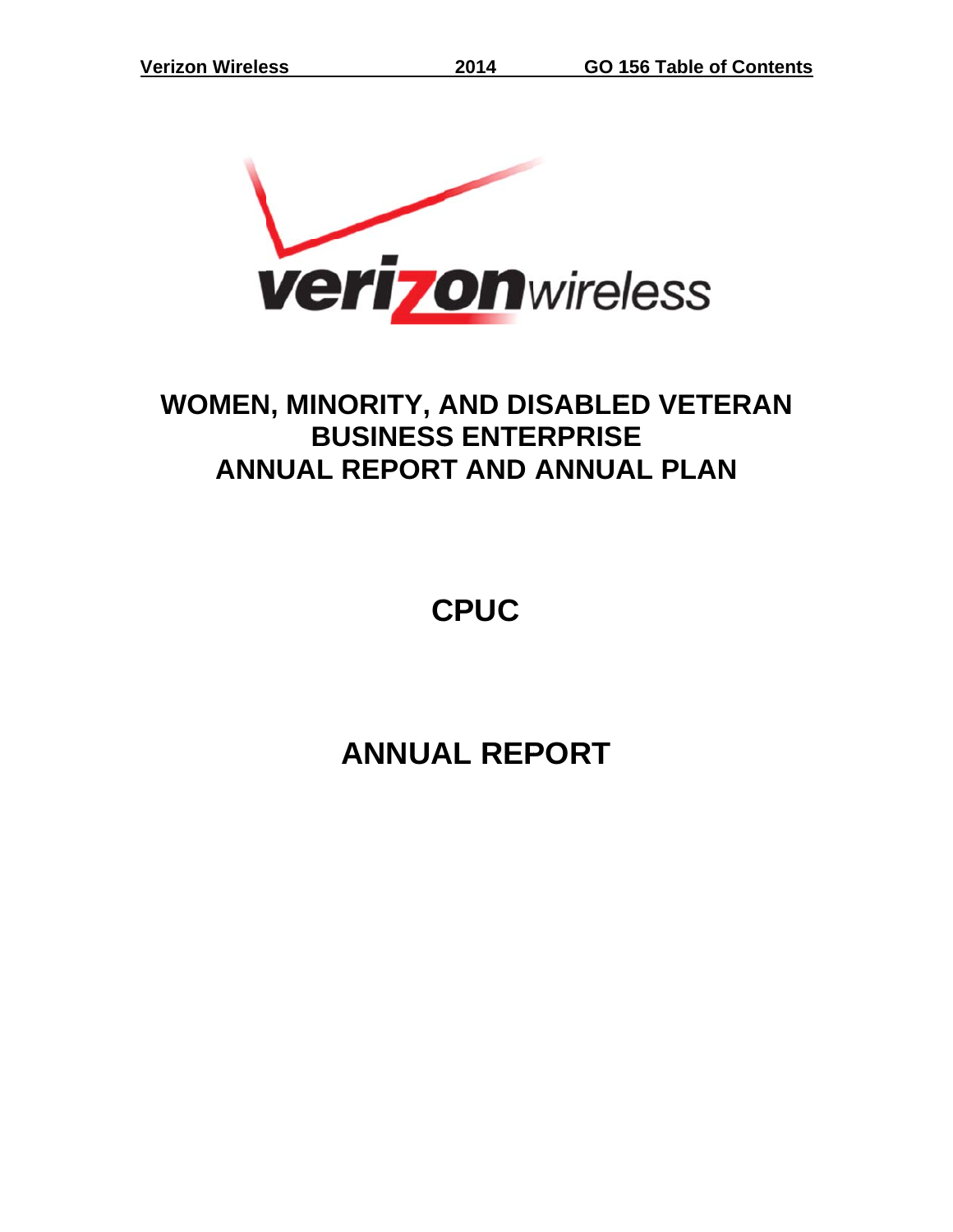# WOMEN, MINORITY, AND DISABLED VETERAN BUSINESS ENTERPRISE ANNUAL REPORT AND ANNUAL PLAN

# CPUC

# ANNUAL REPORT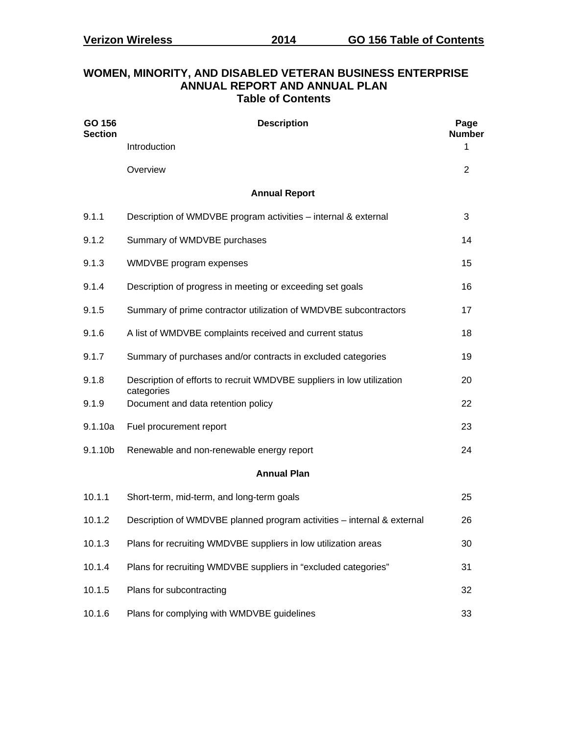# WOMEN, MINORITY, AND DISABLED VETERAN BUSINESS ENTERPRISE ANNUAL REPORT AND ANNUAL PLAN

## Table of Contents

| GO 156 Section | Description | Page Number |
|---|---|---|
| | Introduction | 1 |
| | Overview | 2 |
| | **Annual Report** | |
| 9.1.1 | Description of WMDVBE program activities – internal & external | 3 |
| 9.1.2 | Summary of WMDVBE purchases | 14 |
| 9.1.3 | WMDVBE program expenses | 15 |
| 9.1.4 | Description of progress in meeting or exceeding set goals | 16 |
| 9.1.5 | Summary of prime contractor utilization of WMDVBE subcontractors | 17 |
| 9.1.6 | A list of WMDVBE complaints received and current status | 18 |
| 9.1.7 | Summary of purchases and/or contracts in excluded categories | 19 |
| 9.1.8 | Description of efforts to recruit WMDVBE suppliers in low utilization categories | 20 |
| 9.1.9 | Document and data retention policy | 22 |
| 9.1.10a | Fuel procurement report | 23 |
| 9.1.10b | Renewable and non-renewable energy report | 24 |
| | **Annual Plan** | |
| 10.1.1 | Short-term, mid-term, and long-term goals | 25 |
| 10.1.2 | Description of WMDVBE planned program activities – internal & external | 26 |
| 10.1.3 | Plans for recruiting WMDVBE suppliers in low utilization areas | 30 |
| 10.1.4 | Plans for recruiting WMDVBE suppliers in "excluded categories" | 31 |
| 10.1.5 | Plans for subcontracting | 32 |
| 10.1.6 | Plans for complying with WMDVBE guidelines | 33 |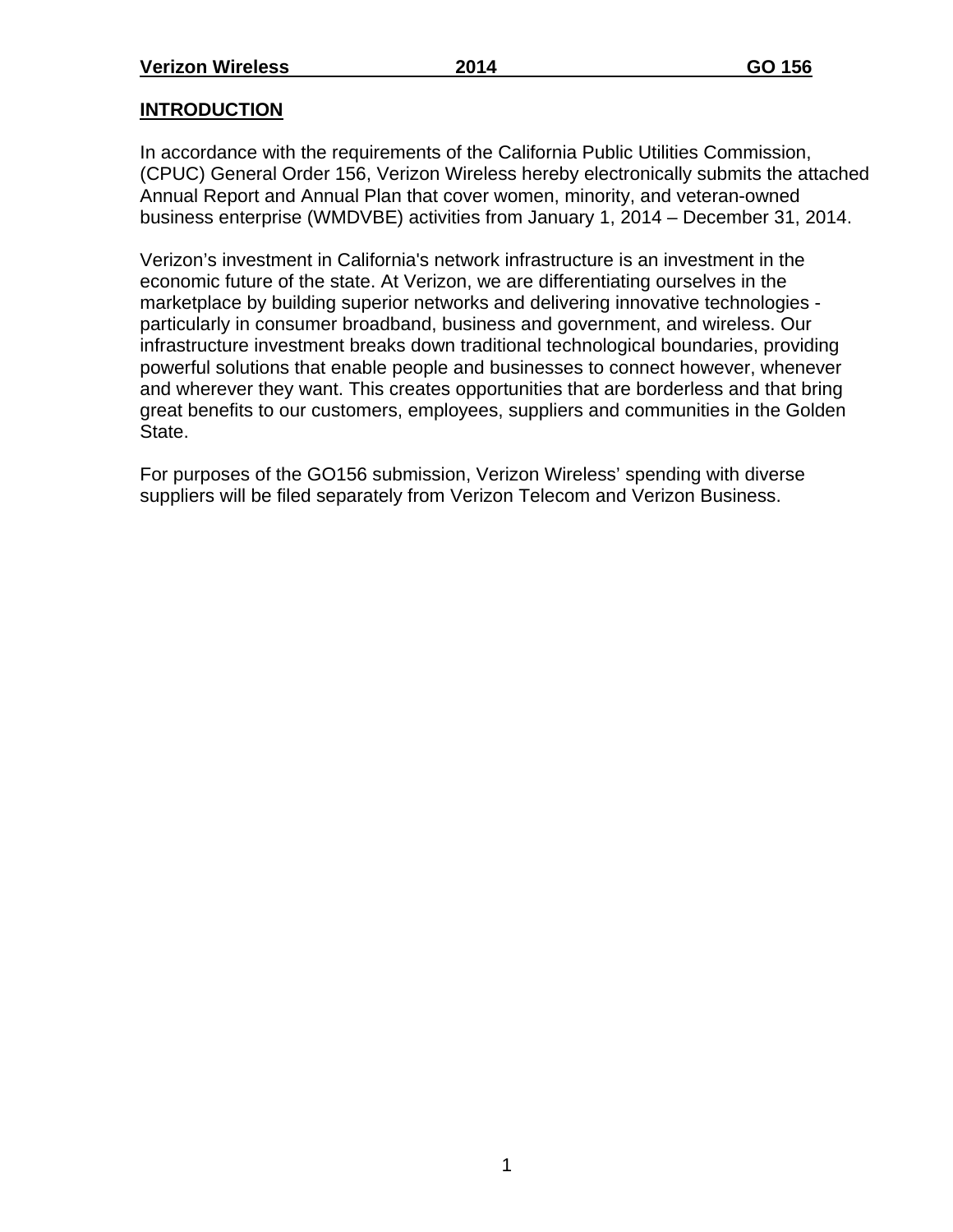## INTRODUCTION

In accordance with the requirements of the California Public Utilities Commission, (CPUC) General Order 156, Verizon Wireless hereby electronically submits the attached Annual Report and Annual Plan that cover women, minority, and veteran-owned business enterprise (WMDVBE) activities from January 1, 2014 – December 31, 2014.

Verizon's investment in California's network infrastructure is an investment in the economic future of the state. At Verizon, we are differentiating ourselves in the marketplace by building superior networks and delivering innovative technologies - particularly in consumer broadband, business and government, and wireless. Our infrastructure investment breaks down traditional technological boundaries, providing powerful solutions that enable people and businesses to connect however, whenever and wherever they want. This creates opportunities that are borderless and that bring great benefits to our customers, employees, suppliers and communities in the Golden State.

For purposes of the GO156 submission, Verizon Wireless' spending with diverse suppliers will be filed separately from Verizon Telecom and Verizon Business.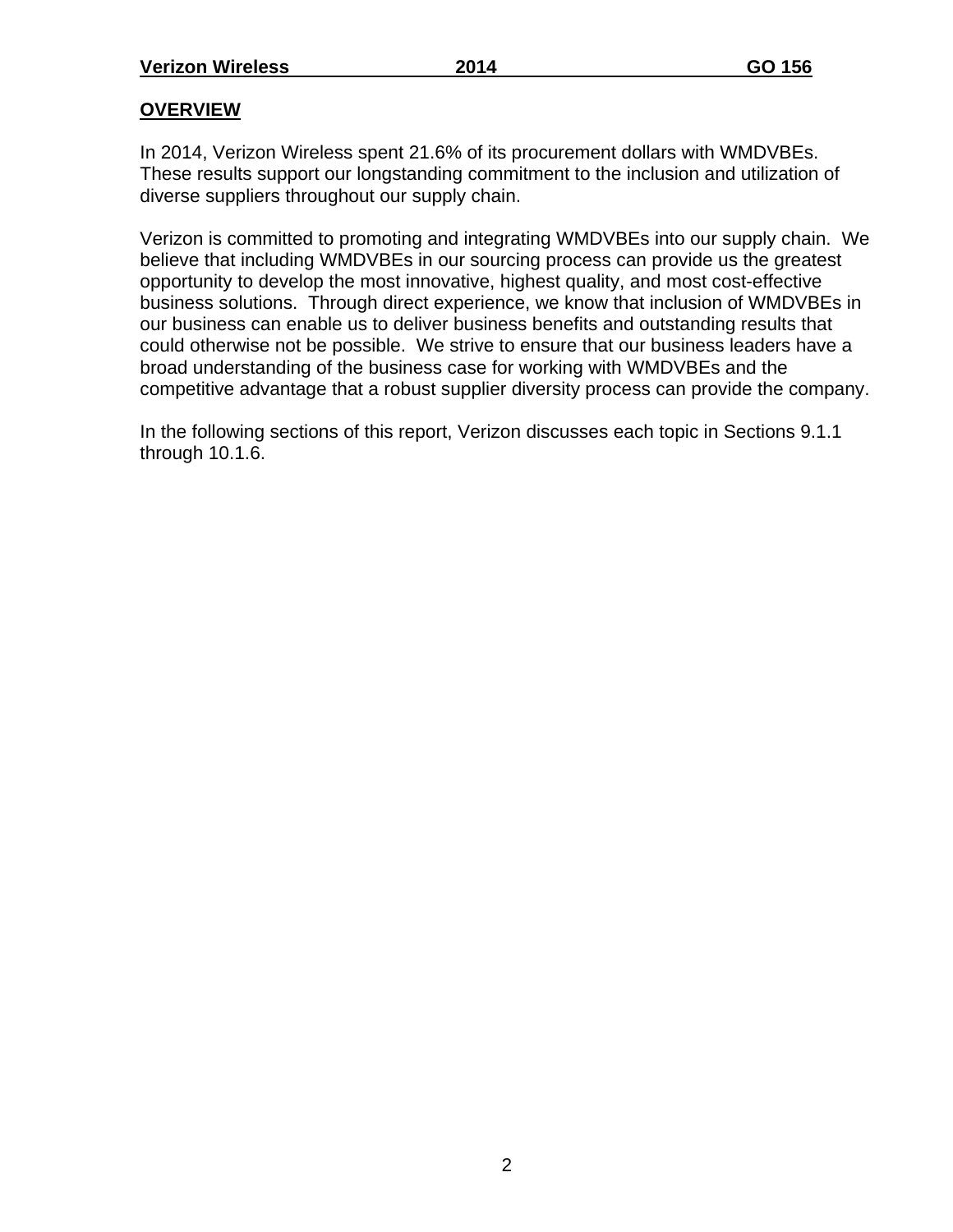## OVERVIEW

In 2014, Verizon Wireless spent 21.6% of its procurement dollars with WMDVBEs. These results support our longstanding commitment to the inclusion and utilization of diverse suppliers throughout our supply chain.

Verizon is committed to promoting and integrating WMDVBEs into our supply chain. We believe that including WMDVBEs in our sourcing process can provide us the greatest opportunity to develop the most innovative, highest quality, and most cost-effective business solutions. Through direct experience, we know that inclusion of WMDVBEs in our business can enable us to deliver business benefits and outstanding results that could otherwise not be possible. We strive to ensure that our business leaders have a broad understanding of the business case for working with WMDVBEs and the competitive advantage that a robust supplier diversity process can provide the company.

In the following sections of this report, Verizon discusses each topic in Sections 9.1.1 through 10.1.6.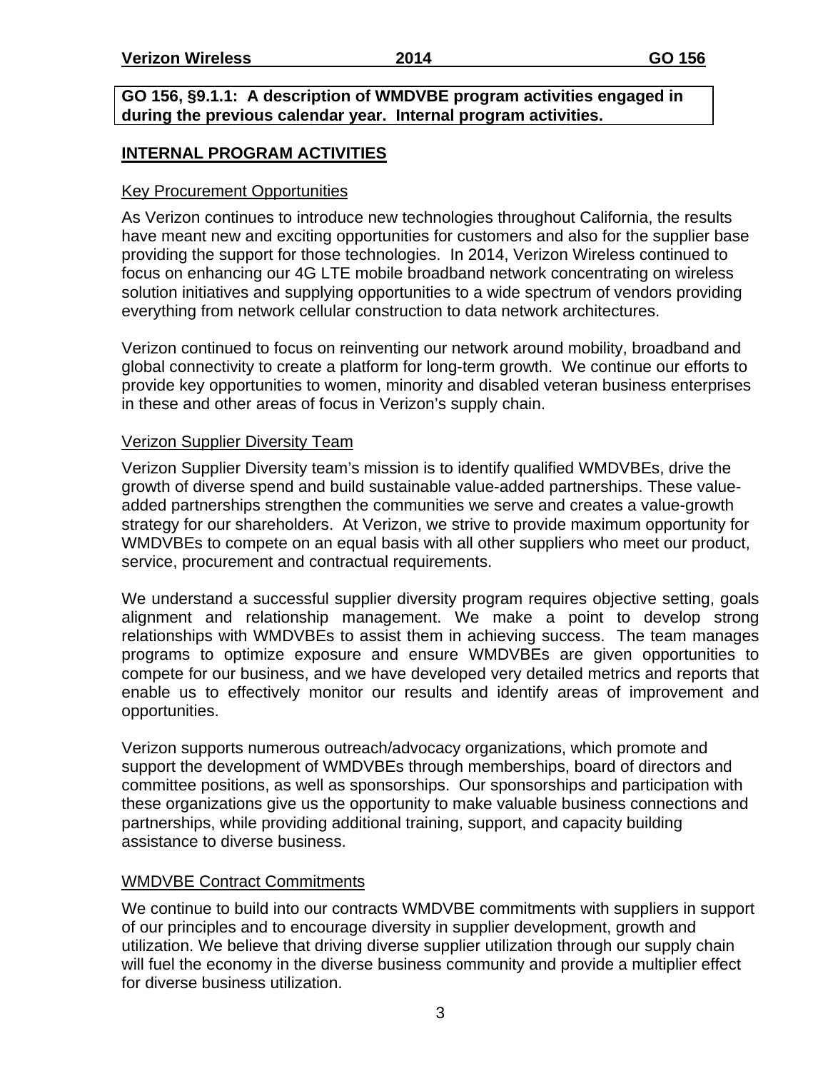**GO 156, §9.1.1: A description of WMDVBE program activities engaged in during the previous calendar year. Internal program activities.**

## INTERNAL PROGRAM ACTIVITIES

### Key Procurement Opportunities

As Verizon continues to introduce new technologies throughout California, the results have meant new and exciting opportunities for customers and also for the supplier base providing the support for those technologies. In 2014, Verizon Wireless continued to focus on enhancing our 4G LTE mobile broadband network concentrating on wireless solution initiatives and supplying opportunities to a wide spectrum of vendors providing everything from network cellular construction to data network architectures.

Verizon continued to focus on reinventing our network around mobility, broadband and global connectivity to create a platform for long-term growth. We continue our efforts to provide key opportunities to women, minority and disabled veteran business enterprises in these and other areas of focus in Verizon's supply chain.

### Verizon Supplier Diversity Team

Verizon Supplier Diversity team's mission is to identify qualified WMDVBEs, drive the growth of diverse spend and build sustainable value-added partnerships. These value-added partnerships strengthen the communities we serve and creates a value-growth strategy for our shareholders. At Verizon, we strive to provide maximum opportunity for WMDVBEs to compete on an equal basis with all other suppliers who meet our product, service, procurement and contractual requirements.

We understand a successful supplier diversity program requires objective setting, goals alignment and relationship management. We make a point to develop strong relationships with WMDVBEs to assist them in achieving success. The team manages programs to optimize exposure and ensure WMDVBEs are given opportunities to compete for our business, and we have developed very detailed metrics and reports that enable us to effectively monitor our results and identify areas of improvement and opportunities.

Verizon supports numerous outreach/advocacy organizations, which promote and support the development of WMDVBEs through memberships, board of directors and committee positions, as well as sponsorships. Our sponsorships and participation with these organizations give us the opportunity to make valuable business connections and partnerships, while providing additional training, support, and capacity building assistance to diverse business.

### WMDVBE Contract Commitments

We continue to build into our contracts WMDVBE commitments with suppliers in support of our principles and to encourage diversity in supplier development, growth and utilization. We believe that driving diverse supplier utilization through our supply chain will fuel the economy in the diverse business community and provide a multiplier effect for diverse business utilization.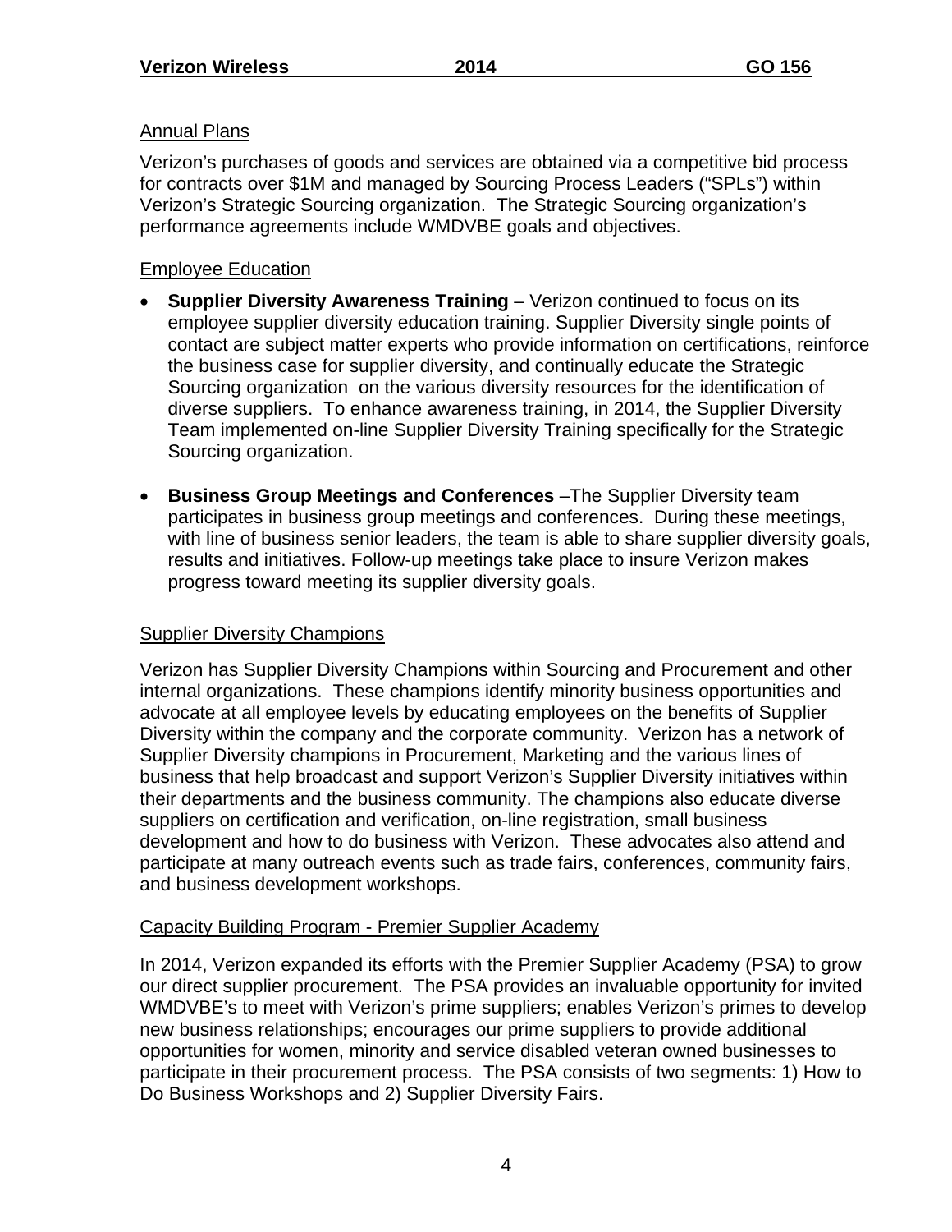## Annual Plans

Verizon's purchases of goods and services are obtained via a competitive bid process for contracts over $1M and managed by Sourcing Process Leaders ("SPLs") within Verizon's Strategic Sourcing organization. The Strategic Sourcing organization's performance agreements include WMDVBE goals and objectives.

## Employee Education

- **Supplier Diversity Awareness Training** – Verizon continued to focus on its employee supplier diversity education training. Supplier Diversity single points of contact are subject matter experts who provide information on certifications, reinforce the business case for supplier diversity, and continually educate the Strategic Sourcing organization on the various diversity resources for the identification of diverse suppliers. To enhance awareness training, in 2014, the Supplier Diversity Team implemented on-line Supplier Diversity Training specifically for the Strategic Sourcing organization.

- **Business Group Meetings and Conferences** –The Supplier Diversity team participates in business group meetings and conferences. During these meetings, with line of business senior leaders, the team is able to share supplier diversity goals, results and initiatives. Follow-up meetings take place to insure Verizon makes progress toward meeting its supplier diversity goals.

## Supplier Diversity Champions

Verizon has Supplier Diversity Champions within Sourcing and Procurement and other internal organizations. These champions identify minority business opportunities and advocate at all employee levels by educating employees on the benefits of Supplier Diversity within the company and the corporate community. Verizon has a network of Supplier Diversity champions in Procurement, Marketing and the various lines of business that help broadcast and support Verizon's Supplier Diversity initiatives within their departments and the business community. The champions also educate diverse suppliers on certification and verification, on-line registration, small business development and how to do business with Verizon. These advocates also attend and participate at many outreach events such as trade fairs, conferences, community fairs, and business development workshops.

## Capacity Building Program - Premier Supplier Academy

In 2014, Verizon expanded its efforts with the Premier Supplier Academy (PSA) to grow our direct supplier procurement. The PSA provides an invaluable opportunity for invited WMDVBE's to meet with Verizon's prime suppliers; enables Verizon's primes to develop new business relationships; encourages our prime suppliers to provide additional opportunities for women, minority and service disabled veteran owned businesses to participate in their procurement process. The PSA consists of two segments: 1) How to Do Business Workshops and 2) Supplier Diversity Fairs.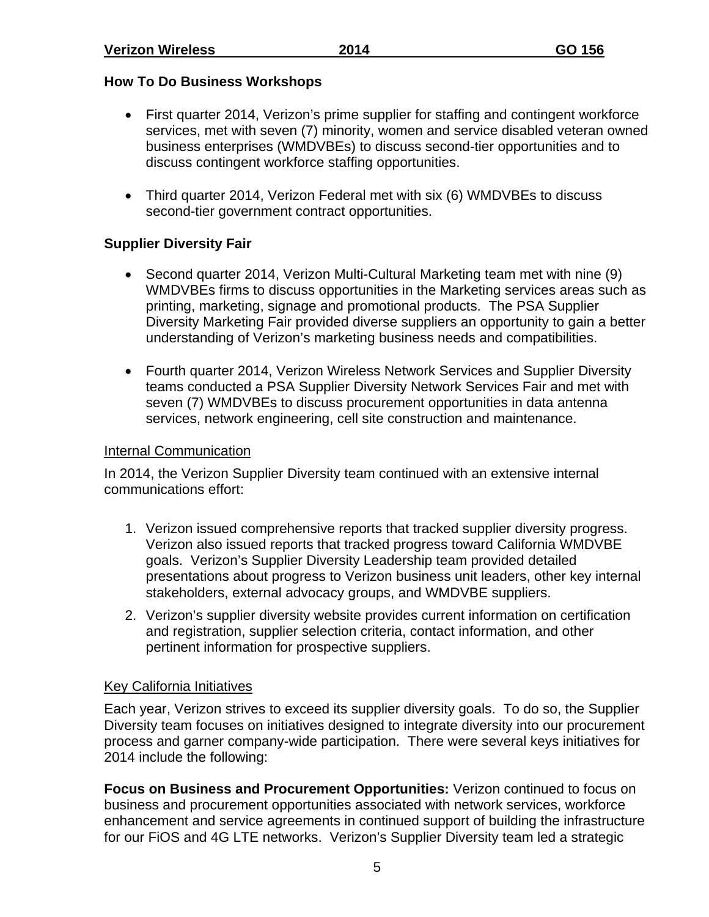**How To Do Business Workshops**

- First quarter 2014, Verizon's prime supplier for staffing and contingent workforce services, met with seven (7) minority, women and service disabled veteran owned business enterprises (WMDVBEs) to discuss second-tier opportunities and to discuss contingent workforce staffing opportunities.

- Third quarter 2014, Verizon Federal met with six (6) WMDVBEs to discuss second-tier government contract opportunities.

**Supplier Diversity Fair**

- Second quarter 2014, Verizon Multi-Cultural Marketing team met with nine (9) WMDVBEs firms to discuss opportunities in the Marketing services areas such as printing, marketing, signage and promotional products. The PSA Supplier Diversity Marketing Fair provided diverse suppliers an opportunity to gain a better understanding of Verizon's marketing business needs and compatibilities.

- Fourth quarter 2014, Verizon Wireless Network Services and Supplier Diversity teams conducted a PSA Supplier Diversity Network Services Fair and met with seven (7) WMDVBEs to discuss procurement opportunities in data antenna services, network engineering, cell site construction and maintenance.

<u>Internal Communication</u>

In 2014, the Verizon Supplier Diversity team continued with an extensive internal communications effort:

1. Verizon issued comprehensive reports that tracked supplier diversity progress. Verizon also issued reports that tracked progress toward California WMDVBE goals. Verizon's Supplier Diversity Leadership team provided detailed presentations about progress to Verizon business unit leaders, other key internal stakeholders, external advocacy groups, and WMDVBE suppliers.
2. Verizon's supplier diversity website provides current information on certification and registration, supplier selection criteria, contact information, and other pertinent information for prospective suppliers.

<u>Key California Initiatives</u>

Each year, Verizon strives to exceed its supplier diversity goals. To do so, the Supplier Diversity team focuses on initiatives designed to integrate diversity into our procurement process and garner company-wide participation. There were several keys initiatives for 2014 include the following:

**Focus on Business and Procurement Opportunities:** Verizon continued to focus on business and procurement opportunities associated with network services, workforce enhancement and service agreements in continued support of building the infrastructure for our FiOS and 4G LTE networks. Verizon's Supplier Diversity team led a strategic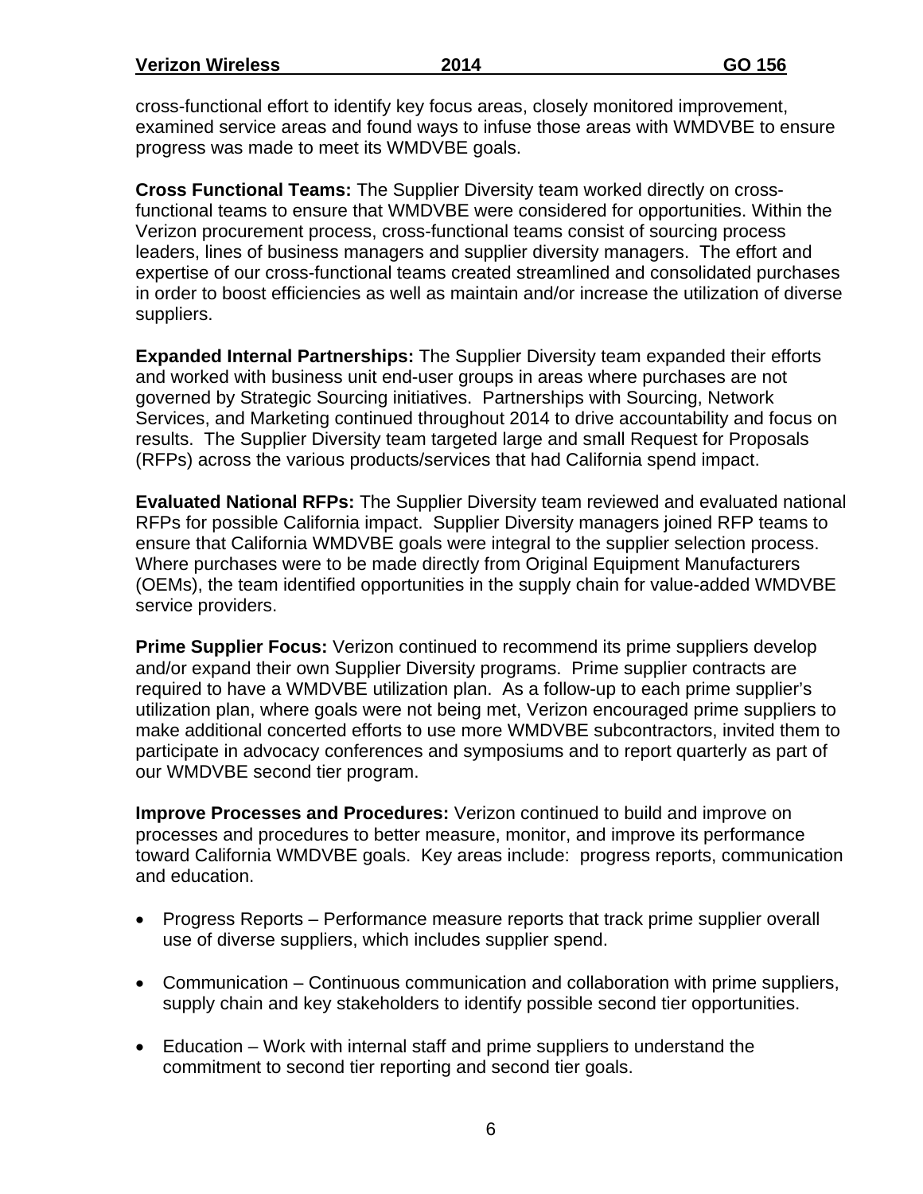cross-functional effort to identify key focus areas, closely monitored improvement, examined service areas and found ways to infuse those areas with WMDVBE to ensure progress was made to meet its WMDVBE goals.

**Cross Functional Teams:** The Supplier Diversity team worked directly on cross-functional teams to ensure that WMDVBE were considered for opportunities. Within the Verizon procurement process, cross-functional teams consist of sourcing process leaders, lines of business managers and supplier diversity managers. The effort and expertise of our cross-functional teams created streamlined and consolidated purchases in order to boost efficiencies as well as maintain and/or increase the utilization of diverse suppliers.

**Expanded Internal Partnerships:** The Supplier Diversity team expanded their efforts and worked with business unit end-user groups in areas where purchases are not governed by Strategic Sourcing initiatives. Partnerships with Sourcing, Network Services, and Marketing continued throughout 2014 to drive accountability and focus on results. The Supplier Diversity team targeted large and small Request for Proposals (RFPs) across the various products/services that had California spend impact.

**Evaluated National RFPs:** The Supplier Diversity team reviewed and evaluated national RFPs for possible California impact. Supplier Diversity managers joined RFP teams to ensure that California WMDVBE goals were integral to the supplier selection process. Where purchases were to be made directly from Original Equipment Manufacturers (OEMs), the team identified opportunities in the supply chain for value-added WMDVBE service providers.

**Prime Supplier Focus:** Verizon continued to recommend its prime suppliers develop and/or expand their own Supplier Diversity programs. Prime supplier contracts are required to have a WMDVBE utilization plan. As a follow-up to each prime supplier's utilization plan, where goals were not being met, Verizon encouraged prime suppliers to make additional concerted efforts to use more WMDVBE subcontractors, invited them to participate in advocacy conferences and symposiums and to report quarterly as part of our WMDVBE second tier program.

**Improve Processes and Procedures:** Verizon continued to build and improve on processes and procedures to better measure, monitor, and improve its performance toward California WMDVBE goals. Key areas include: progress reports, communication and education.

- Progress Reports – Performance measure reports that track prime supplier overall use of diverse suppliers, which includes supplier spend.

- Communication – Continuous communication and collaboration with prime suppliers, supply chain and key stakeholders to identify possible second tier opportunities.

- Education – Work with internal staff and prime suppliers to understand the commitment to second tier reporting and second tier goals.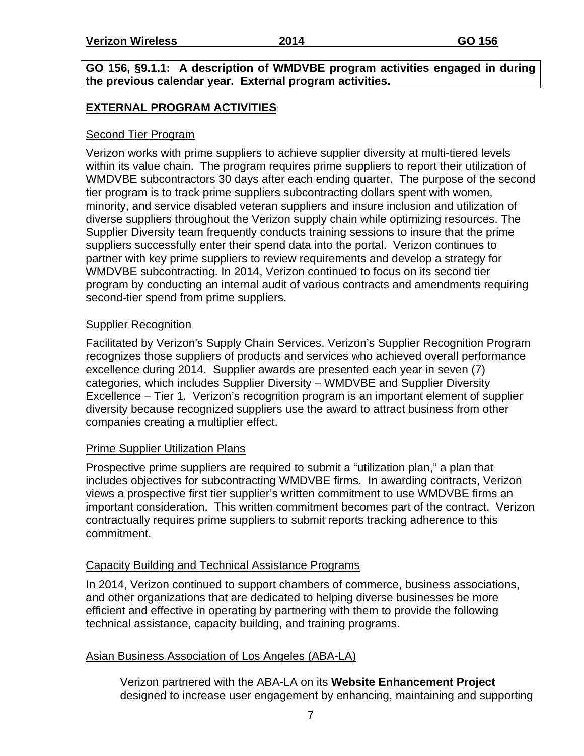**GO 156, §9.1.1: A description of WMDVBE program activities engaged in during the previous calendar year. External program activities.**

## EXTERNAL PROGRAM ACTIVITIES

### Second Tier Program

Verizon works with prime suppliers to achieve supplier diversity at multi-tiered levels within its value chain. The program requires prime suppliers to report their utilization of WMDVBE subcontractors 30 days after each ending quarter. The purpose of the second tier program is to track prime suppliers subcontracting dollars spent with women, minority, and service disabled veteran suppliers and insure inclusion and utilization of diverse suppliers throughout the Verizon supply chain while optimizing resources. The Supplier Diversity team frequently conducts training sessions to insure that the prime suppliers successfully enter their spend data into the portal. Verizon continues to partner with key prime suppliers to review requirements and develop a strategy for WMDVBE subcontracting. In 2014, Verizon continued to focus on its second tier program by conducting an internal audit of various contracts and amendments requiring second-tier spend from prime suppliers.

### Supplier Recognition

Facilitated by Verizon's Supply Chain Services, Verizon's Supplier Recognition Program recognizes those suppliers of products and services who achieved overall performance excellence during 2014. Supplier awards are presented each year in seven (7) categories, which includes Supplier Diversity – WMDVBE and Supplier Diversity Excellence – Tier 1. Verizon's recognition program is an important element of supplier diversity because recognized suppliers use the award to attract business from other companies creating a multiplier effect.

### Prime Supplier Utilization Plans

Prospective prime suppliers are required to submit a "utilization plan," a plan that includes objectives for subcontracting WMDVBE firms. In awarding contracts, Verizon views a prospective first tier supplier's written commitment to use WMDVBE firms an important consideration. This written commitment becomes part of the contract. Verizon contractually requires prime suppliers to submit reports tracking adherence to this commitment.

### Capacity Building and Technical Assistance Programs

In 2014, Verizon continued to support chambers of commerce, business associations, and other organizations that are dedicated to helping diverse businesses be more efficient and effective in operating by partnering with them to provide the following technical assistance, capacity building, and training programs.

### Asian Business Association of Los Angeles (ABA-LA)

Verizon partnered with the ABA-LA on its **Website Enhancement Project** designed to increase user engagement by enhancing, maintaining and supporting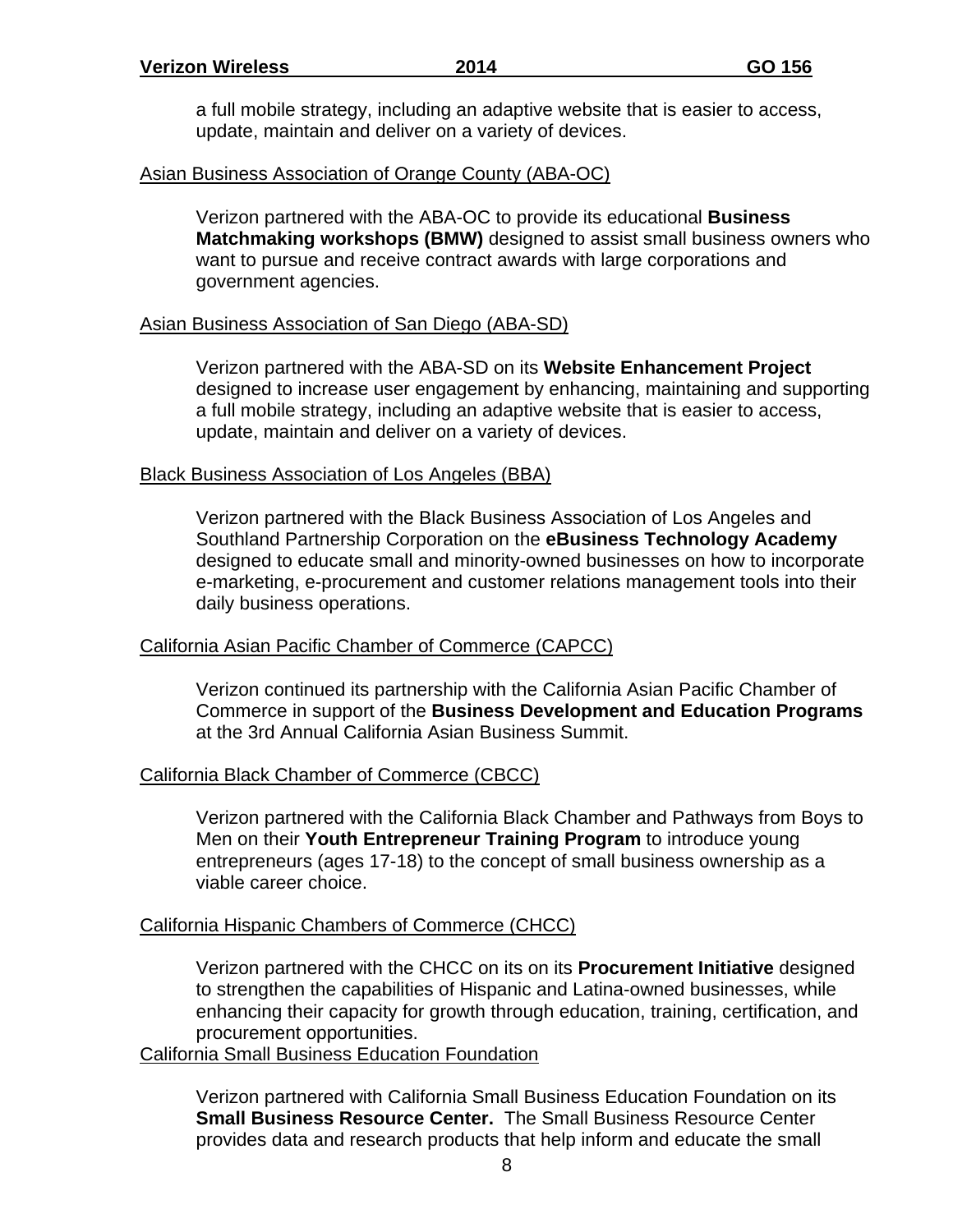a full mobile strategy, including an adaptive website that is easier to access, update, maintain and deliver on a variety of devices.

Asian Business Association of Orange County (ABA-OC)

Verizon partnered with the ABA-OC to provide its educational **Business Matchmaking workshops (BMW)** designed to assist small business owners who want to pursue and receive contract awards with large corporations and government agencies.

Asian Business Association of San Diego (ABA-SD)

Verizon partnered with the ABA-SD on its **Website Enhancement Project** designed to increase user engagement by enhancing, maintaining and supporting a full mobile strategy, including an adaptive website that is easier to access, update, maintain and deliver on a variety of devices.

Black Business Association of Los Angeles (BBA)

Verizon partnered with the Black Business Association of Los Angeles and Southland Partnership Corporation on the **eBusiness Technology Academy** designed to educate small and minority-owned businesses on how to incorporate e-marketing, e-procurement and customer relations management tools into their daily business operations.

California Asian Pacific Chamber of Commerce (CAPCC)

Verizon continued its partnership with the California Asian Pacific Chamber of Commerce in support of the **Business Development and Education Programs** at the 3rd Annual California Asian Business Summit.

California Black Chamber of Commerce (CBCC)

Verizon partnered with the California Black Chamber and Pathways from Boys to Men on their **Youth Entrepreneur Training Program** to introduce young entrepreneurs (ages 17-18) to the concept of small business ownership as a viable career choice.

California Hispanic Chambers of Commerce (CHCC)

Verizon partnered with the CHCC on its on its **Procurement Initiative** designed to strengthen the capabilities of Hispanic and Latina-owned businesses, while enhancing their capacity for growth through education, training, certification, and procurement opportunities.

California Small Business Education Foundation

Verizon partnered with California Small Business Education Foundation on its **Small Business Resource Center.** The Small Business Resource Center provides data and research products that help inform and educate the small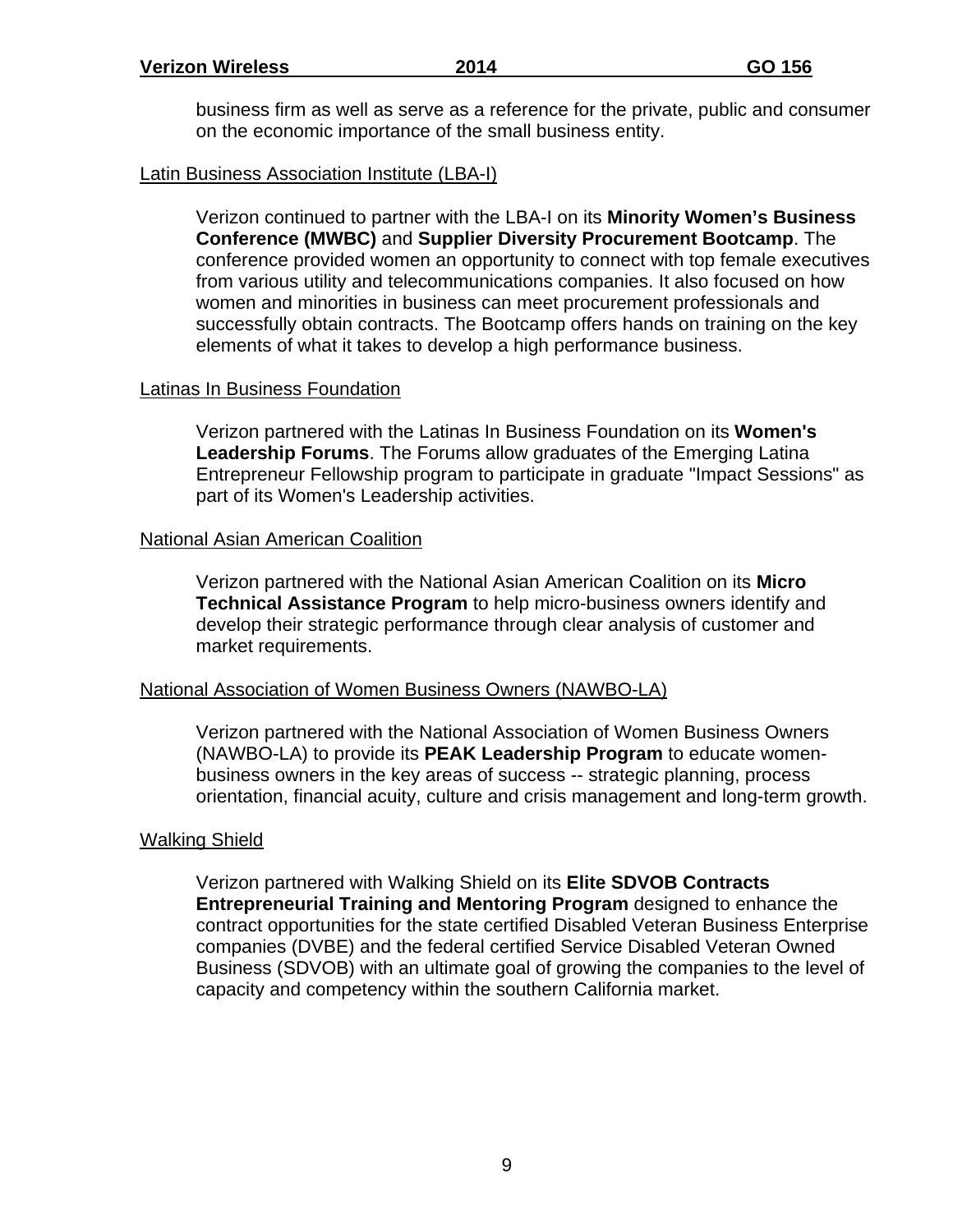business firm as well as serve as a reference for the private, public and consumer on the economic importance of the small business entity.

Latin Business Association Institute (LBA-I)

Verizon continued to partner with the LBA-I on its **Minority Women's Business Conference (MWBC)** and **Supplier Diversity Procurement Bootcamp**. The conference provided women an opportunity to connect with top female executives from various utility and telecommunications companies. It also focused on how women and minorities in business can meet procurement professionals and successfully obtain contracts. The Bootcamp offers hands on training on the key elements of what it takes to develop a high performance business.

Latinas In Business Foundation

Verizon partnered with the Latinas In Business Foundation on its **Women's Leadership Forums**. The Forums allow graduates of the Emerging Latina Entrepreneur Fellowship program to participate in graduate "Impact Sessions" as part of its Women's Leadership activities.

National Asian American Coalition

Verizon partnered with the National Asian American Coalition on its **Micro Technical Assistance Program** to help micro-business owners identify and develop their strategic performance through clear analysis of customer and market requirements.

National Association of Women Business Owners (NAWBO-LA)

Verizon partnered with the National Association of Women Business Owners (NAWBO-LA) to provide its **PEAK Leadership Program** to educate women-business owners in the key areas of success -- strategic planning, process orientation, financial acuity, culture and crisis management and long-term growth.

Walking Shield

Verizon partnered with Walking Shield on its **Elite SDVOB Contracts Entrepreneurial Training and Mentoring Program** designed to enhance the contract opportunities for the state certified Disabled Veteran Business Enterprise companies (DVBE) and the federal certified Service Disabled Veteran Owned Business (SDVOB) with an ultimate goal of growing the companies to the level of capacity and competency within the southern California market.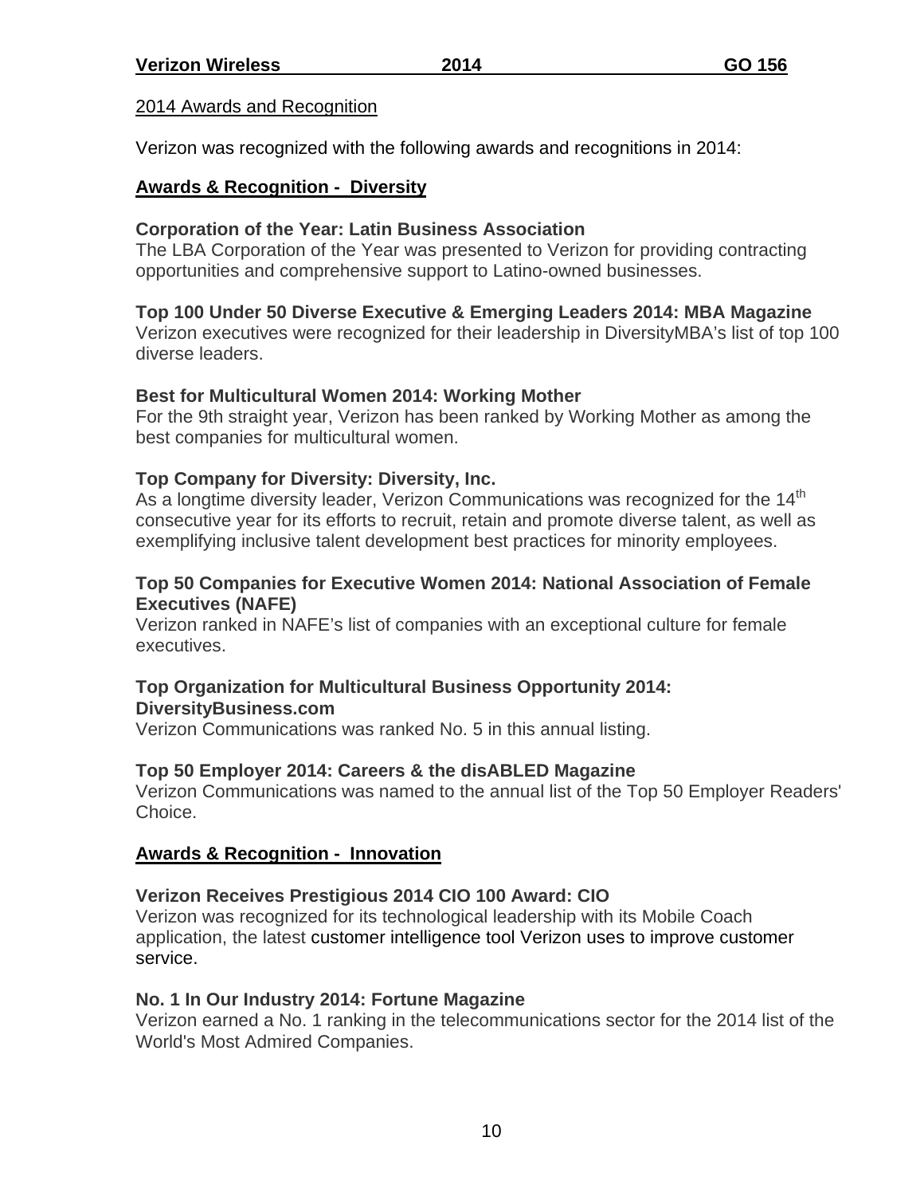## 2014 Awards and Recognition

Verizon was recognized with the following awards and recognitions in 2014:

### Awards & Recognition - Diversity

**Corporation of the Year: Latin Business Association**
The LBA Corporation of the Year was presented to Verizon for providing contracting opportunities and comprehensive support to Latino-owned businesses.

**Top 100 Under 50 Diverse Executive & Emerging Leaders 2014: MBA Magazine**
Verizon executives were recognized for their leadership in DiversityMBA's list of top 100 diverse leaders.

**Best for Multicultural Women 2014: Working Mother**
For the 9th straight year, Verizon has been ranked by Working Mother as among the best companies for multicultural women.

**Top Company for Diversity: Diversity, Inc.**
As a longtime diversity leader, Verizon Communications was recognized for the 14th consecutive year for its efforts to recruit, retain and promote diverse talent, as well as exemplifying inclusive talent development best practices for minority employees.

**Top 50 Companies for Executive Women 2014: National Association of Female Executives (NAFE)**
Verizon ranked in NAFE's list of companies with an exceptional culture for female executives.

**Top Organization for Multicultural Business Opportunity 2014: DiversityBusiness.com**
Verizon Communications was ranked No. 5 in this annual listing.

**Top 50 Employer 2014: Careers & the disABLED Magazine**
Verizon Communications was named to the annual list of the Top 50 Employer Readers' Choice.

### Awards & Recognition - Innovation

**Verizon Receives Prestigious 2014 CIO 100 Award: CIO**
Verizon was recognized for its technological leadership with its Mobile Coach application, the latest customer intelligence tool Verizon uses to improve customer service.

**No. 1 In Our Industry 2014: Fortune Magazine**
Verizon earned a No. 1 ranking in the telecommunications sector for the 2014 list of the World's Most Admired Companies.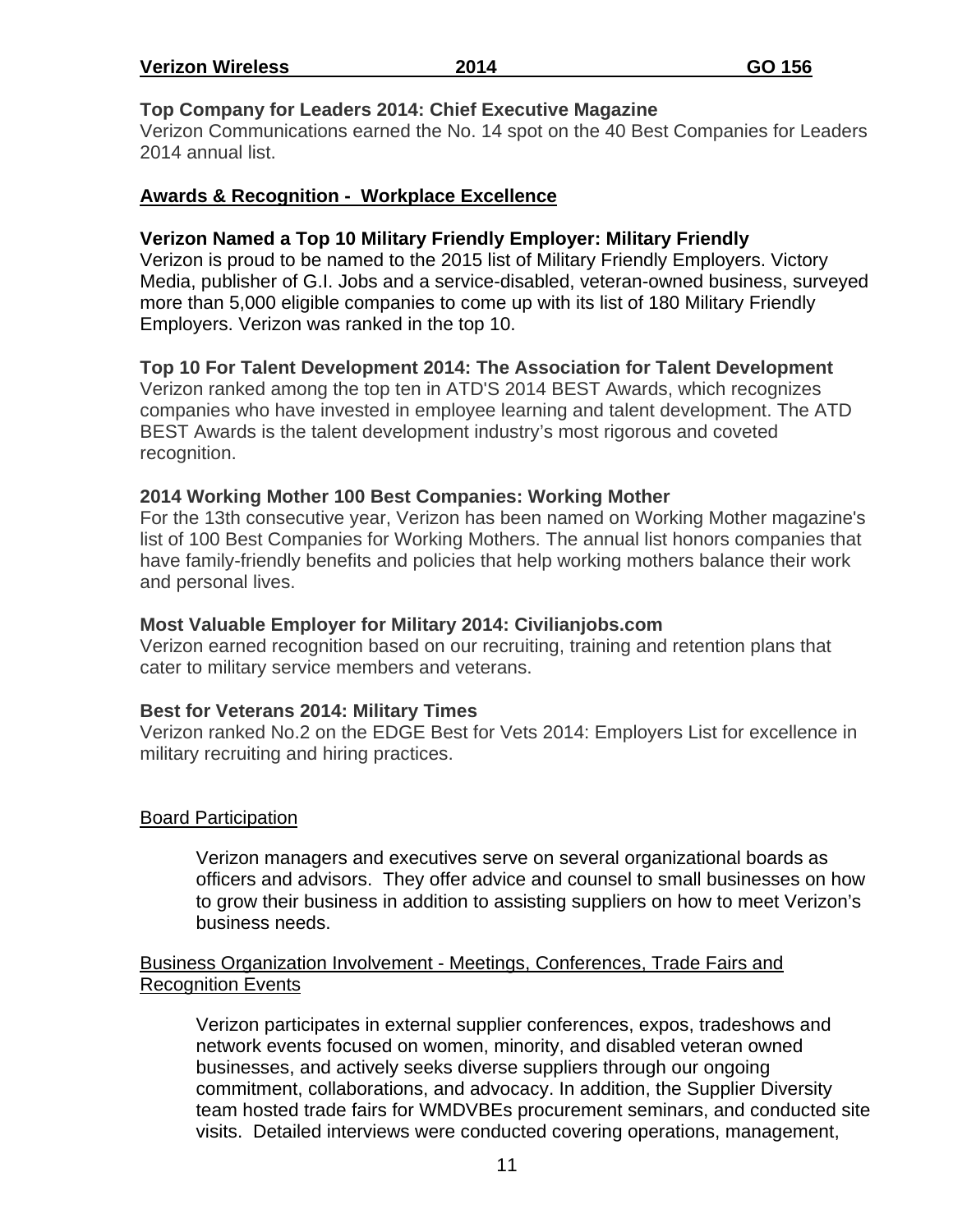**Top Company for Leaders 2014: Chief Executive Magazine**
Verizon Communications earned the No. 14 spot on the 40 Best Companies for Leaders 2014 annual list.

## Awards & Recognition - Workplace Excellence

**Verizon Named a Top 10 Military Friendly Employer: Military Friendly**
Verizon is proud to be named to the 2015 list of Military Friendly Employers. Victory Media, publisher of G.I. Jobs and a service-disabled, veteran-owned business, surveyed more than 5,000 eligible companies to come up with its list of 180 Military Friendly Employers. Verizon was ranked in the top 10.

**Top 10 For Talent Development 2014: The Association for Talent Development**
Verizon ranked among the top ten in ATD'S 2014 BEST Awards, which recognizes companies who have invested in employee learning and talent development. The ATD BEST Awards is the talent development industry's most rigorous and coveted recognition.

**2014 Working Mother 100 Best Companies: Working Mother**
For the 13th consecutive year, Verizon has been named on Working Mother magazine's list of 100 Best Companies for Working Mothers. The annual list honors companies that have family-friendly benefits and policies that help working mothers balance their work and personal lives.

**Most Valuable Employer for Military 2014: Civilianjobs.com**
Verizon earned recognition based on our recruiting, training and retention plans that cater to military service members and veterans.

**Best for Veterans 2014: Military Times**
Verizon ranked No.2 on the EDGE Best for Vets 2014: Employers List for excellence in military recruiting and hiring practices.

### Board Participation

Verizon managers and executives serve on several organizational boards as officers and advisors. They offer advice and counsel to small businesses on how to grow their business in addition to assisting suppliers on how to meet Verizon's business needs.

### Business Organization Involvement - Meetings, Conferences, Trade Fairs and Recognition Events

Verizon participates in external supplier conferences, expos, tradeshows and network events focused on women, minority, and disabled veteran owned businesses, and actively seeks diverse suppliers through our ongoing commitment, collaborations, and advocacy. In addition, the Supplier Diversity team hosted trade fairs for WMDVBEs procurement seminars, and conducted site visits. Detailed interviews were conducted covering operations, management,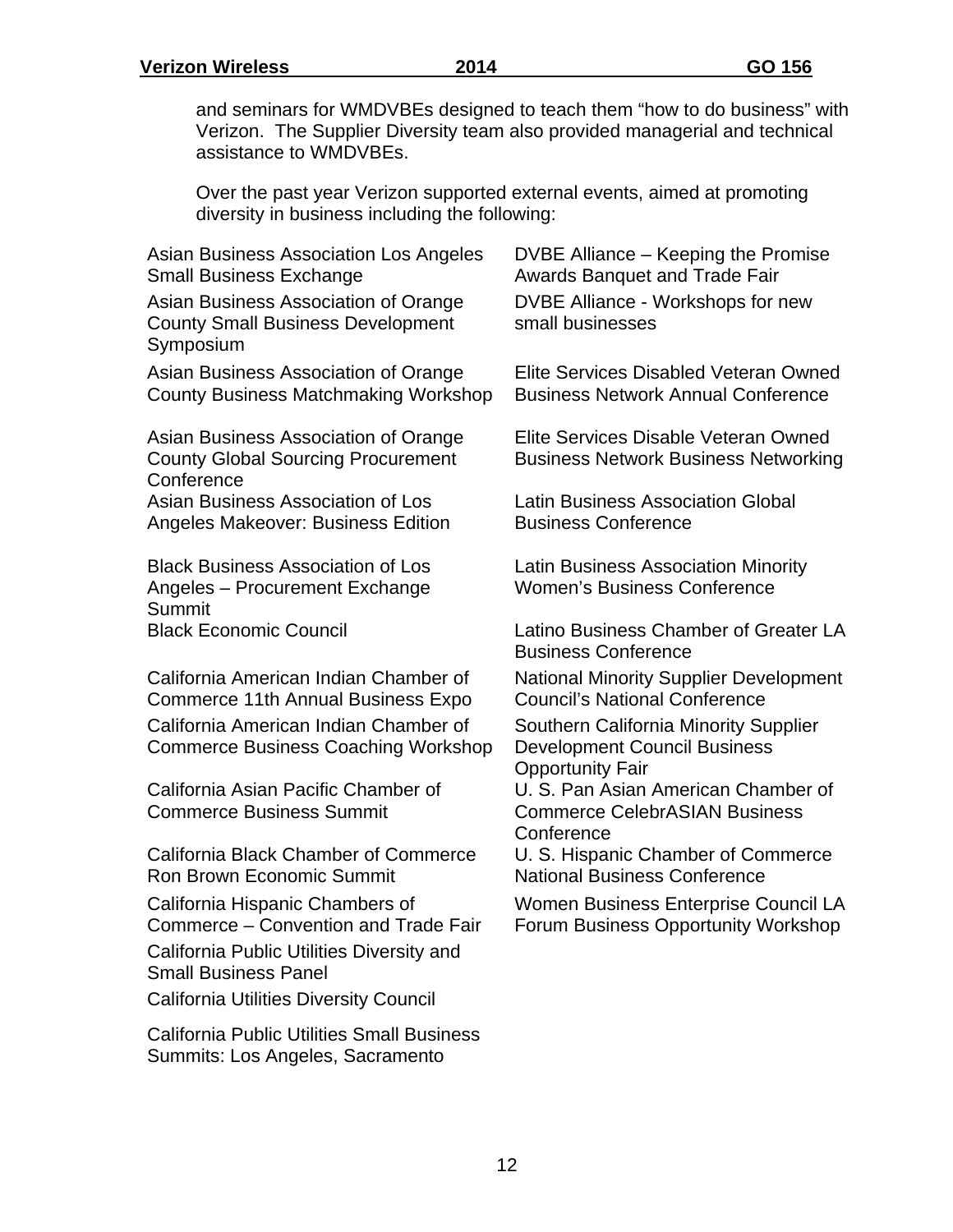and seminars for WMDVBEs designed to teach them "how to do business" with Verizon. The Supplier Diversity team also provided managerial and technical assistance to WMDVBEs.

Over the past year Verizon supported external events, aimed at promoting diversity in business including the following:

Asian Business Association Los Angeles Small Business Exchange

Asian Business Association of Orange County Small Business Development Symposium

Asian Business Association of Orange County Business Matchmaking Workshop

Asian Business Association of Orange County Global Sourcing Procurement Conference

Asian Business Association of Los Angeles Makeover: Business Edition

Black Business Association of Los Angeles – Procurement Exchange Summit

Black Economic Council

California American Indian Chamber of Commerce 11th Annual Business Expo

California American Indian Chamber of Commerce Business Coaching Workshop

California Asian Pacific Chamber of Commerce Business Summit

California Black Chamber of Commerce Ron Brown Economic Summit

California Hispanic Chambers of Commerce – Convention and Trade Fair

California Public Utilities Diversity and Small Business Panel

California Utilities Diversity Council

California Public Utilities Small Business Summits: Los Angeles, Sacramento

DVBE Alliance – Keeping the Promise Awards Banquet and Trade Fair

DVBE Alliance - Workshops for new small businesses

Elite Services Disabled Veteran Owned Business Network Annual Conference

Elite Services Disable Veteran Owned Business Network Business Networking

Latin Business Association Global Business Conference

Latin Business Association Minority Women's Business Conference

Latino Business Chamber of Greater LA Business Conference

National Minority Supplier Development Council's National Conference

Southern California Minority Supplier Development Council Business Opportunity Fair

U. S. Pan Asian American Chamber of Commerce CelebrASIAN Business Conference

U. S. Hispanic Chamber of Commerce National Business Conference

Women Business Enterprise Council LA Forum Business Opportunity Workshop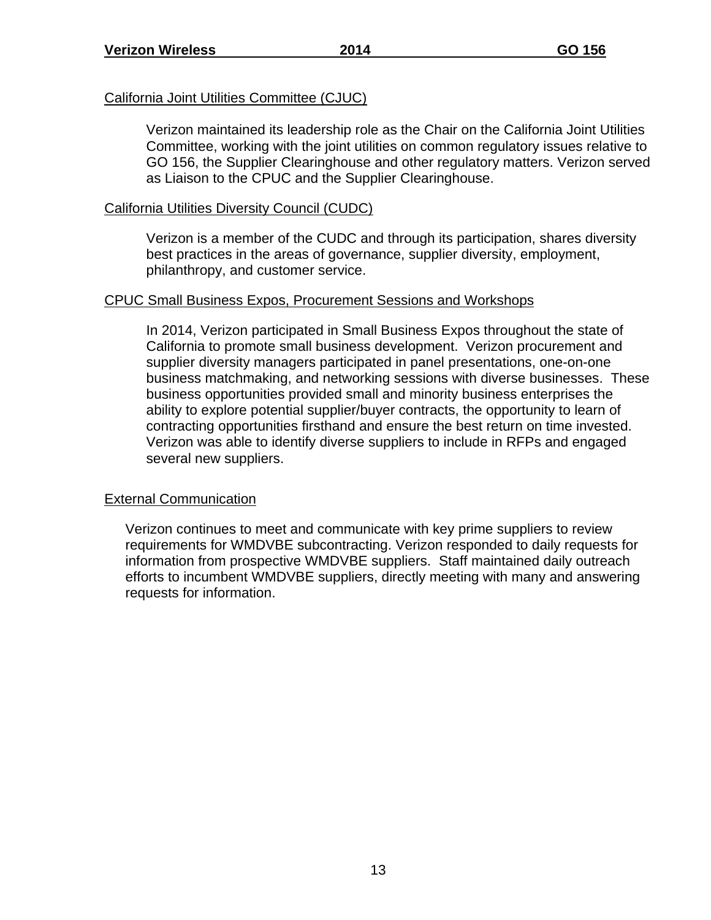California Joint Utilities Committee (CJUC)

Verizon maintained its leadership role as the Chair on the California Joint Utilities Committee, working with the joint utilities on common regulatory issues relative to GO 156, the Supplier Clearinghouse and other regulatory matters. Verizon served as Liaison to the CPUC and the Supplier Clearinghouse.

California Utilities Diversity Council (CUDC)

Verizon is a member of the CUDC and through its participation, shares diversity best practices in the areas of governance, supplier diversity, employment, philanthropy, and customer service.

CPUC Small Business Expos, Procurement Sessions and Workshops

In 2014, Verizon participated in Small Business Expos throughout the state of California to promote small business development. Verizon procurement and supplier diversity managers participated in panel presentations, one-on-one business matchmaking, and networking sessions with diverse businesses. These business opportunities provided small and minority business enterprises the ability to explore potential supplier/buyer contracts, the opportunity to learn of contracting opportunities firsthand and ensure the best return on time invested. Verizon was able to identify diverse suppliers to include in RFPs and engaged several new suppliers.

External Communication

Verizon continues to meet and communicate with key prime suppliers to review requirements for WMDVBE subcontracting. Verizon responded to daily requests for information from prospective WMDVBE suppliers. Staff maintained daily outreach efforts to incumbent WMDVBE suppliers, directly meeting with many and answering requests for information.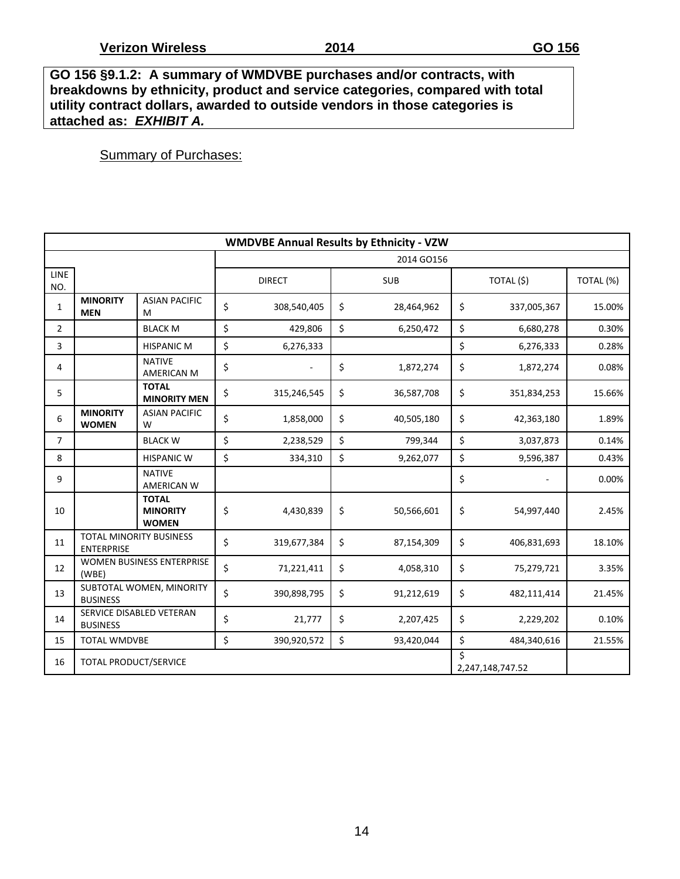**GO 156 §9.1.2: A summary of WMDVBE purchases and/or contracts, with breakdowns by ethnicity, product and service categories, compared with total utility contract dollars, awarded to outside vendors in those categories is attached as: *EXHIBIT A.***

Summary of Purchases:

| WMDVBE Annual Results by Ethnicity - VZW | | | | | | |
|---|---|---|---|---|---|---|
| | | | 2014 GO156 | | | |
| LINE NO. | | | DIRECT | SUB | TOTAL ($) | TOTAL (%) |
| 1 | **MINORITY MEN** | ASIAN PACIFIC M | $ 308,540,405 | $ 28,464,962 | $ 337,005,367 | 15.00% |
| 2 | | BLACK M | $ 429,806 | $ 6,250,472 | $ 6,680,278 | 0.30% |
| 3 | | HISPANIC M | $ 6,276,333 | | $ 6,276,333 | 0.28% |
| 4 | | NATIVE AMERICAN M | $ - | $ 1,872,274 | $ 1,872,274 | 0.08% |
| 5 | | **TOTAL MINORITY MEN** | $ 315,246,545 | $ 36,587,708 | $ 351,834,253 | 15.66% |
| 6 | **MINORITY WOMEN** | ASIAN PACIFIC W | $ 1,858,000 | $ 40,505,180 | $ 42,363,180 | 1.89% |
| 7 | | BLACK W | $ 2,238,529 | $ 799,344 | $ 3,037,873 | 0.14% |
| 8 | | HISPANIC W | $ 334,310 | $ 9,262,077 | $ 9,596,387 | 0.43% |
| 9 | | NATIVE AMERICAN W | | | $ - | 0.00% |
| 10 | | **TOTAL MINORITY WOMEN** | $ 4,430,839 | $ 50,566,601 | $ 54,997,440 | 2.45% |
| 11 | TOTAL MINORITY BUSINESS ENTERPRISE | | $ 319,677,384 | $ 87,154,309 | $ 406,831,693 | 18.10% |
| 12 | WOMEN BUSINESS ENTERPRISE (WBE) | | $ 71,221,411 | $ 4,058,310 | $ 75,279,721 | 3.35% |
| 13 | SUBTOTAL WOMEN, MINORITY BUSINESS | | $ 390,898,795 | $ 91,212,619 | $ 482,111,414 | 21.45% |
| 14 | SERVICE DISABLED VETERAN BUSINESS | | $ 21,777 | $ 2,207,425 | $ 2,229,202 | 0.10% |
| 15 | TOTAL WMDVBE | | $ 390,920,572 | $ 93,420,044 | $ 484,340,616 | 21.55% |
| 16 | TOTAL PRODUCT/SERVICE | | | | $ 2,247,148,747.52 | |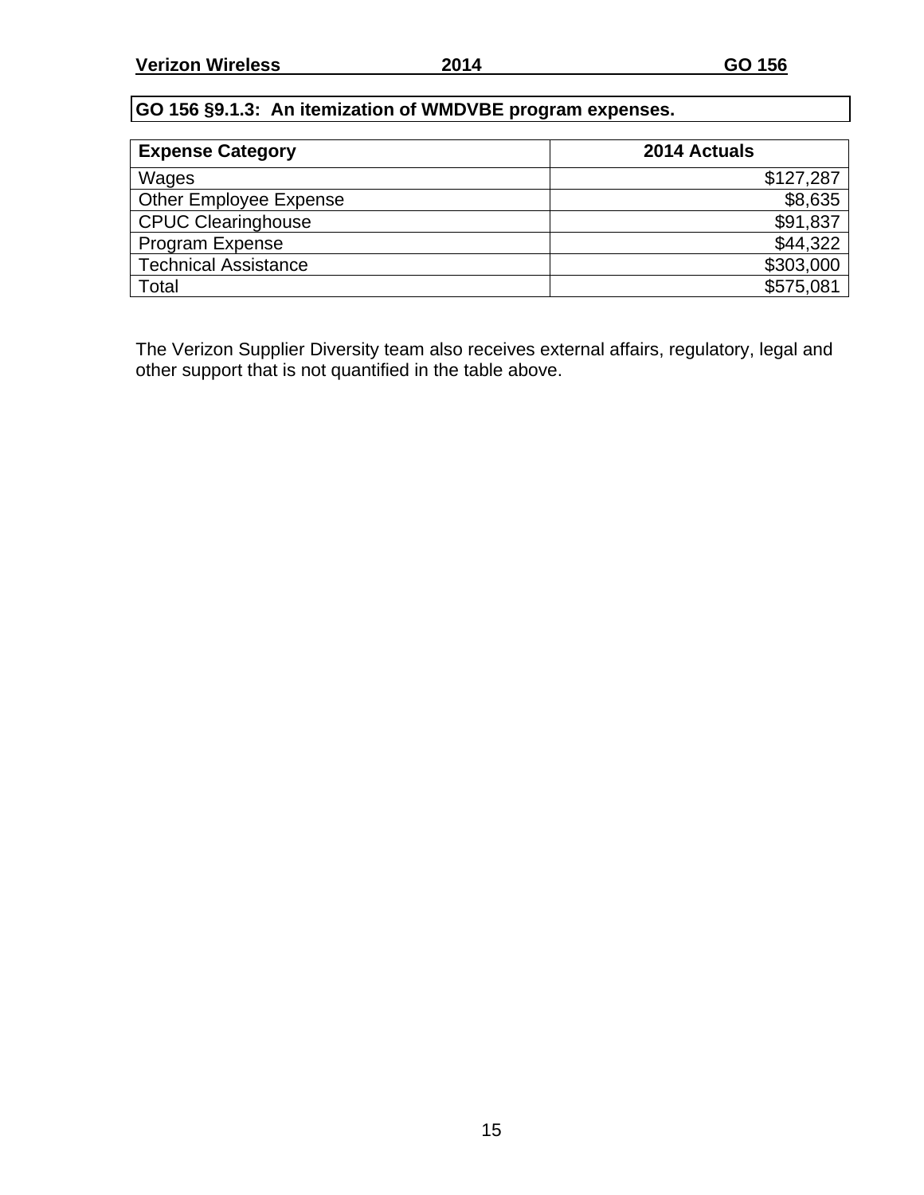## GO 156 §9.1.3: An itemization of WMDVBE program expenses.

| Expense Category | 2014 Actuals |
|---|---|
| Wages | $127,287 |
| Other Employee Expense | $8,635 |
| CPUC Clearinghouse | $91,837 |
| Program Expense | $44,322 |
| Technical Assistance | $303,000 |
| Total | $575,081 |

The Verizon Supplier Diversity team also receives external affairs, regulatory, legal and other support that is not quantified in the table above.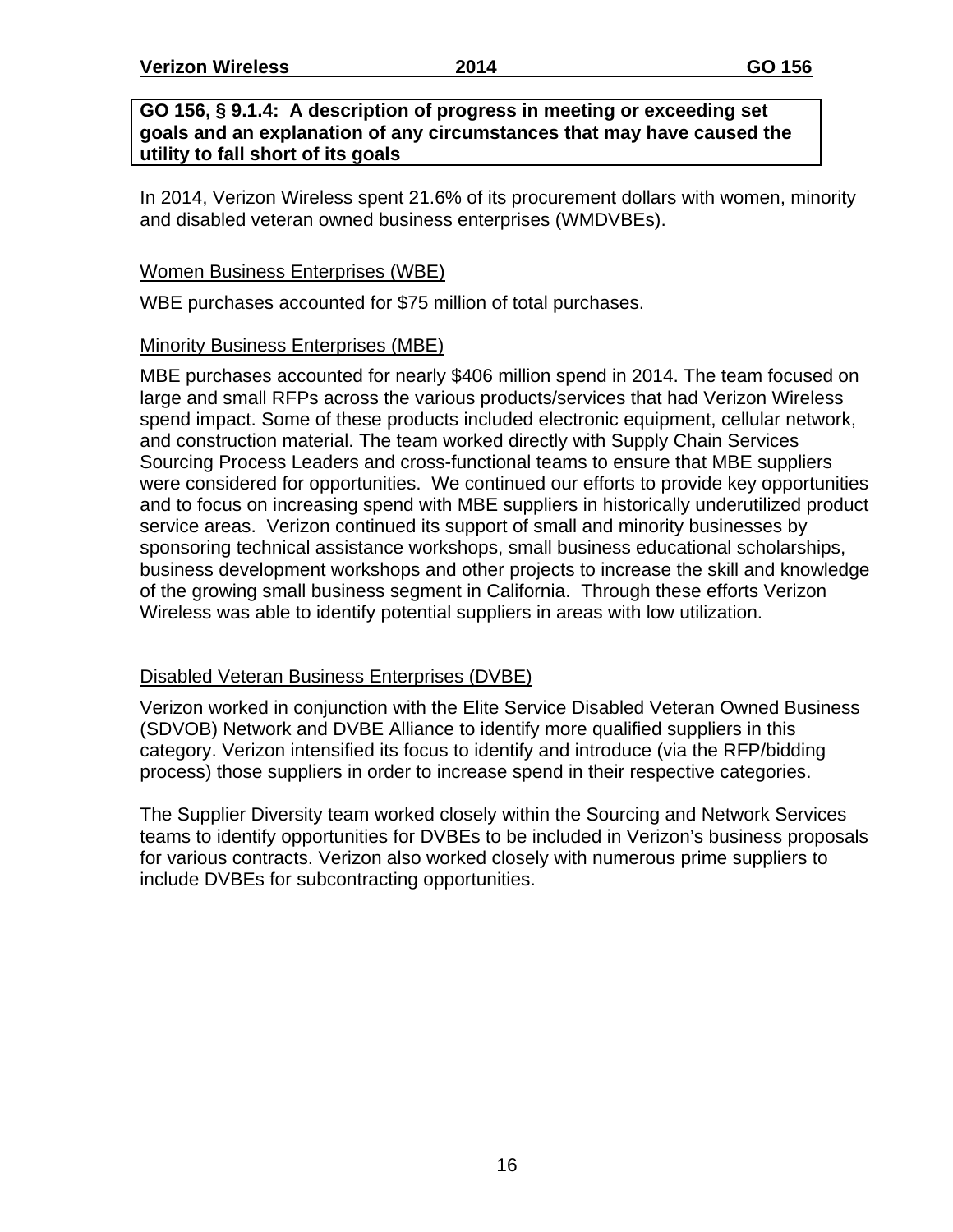**GO 156, § 9.1.4: A description of progress in meeting or exceeding set goals and an explanation of any circumstances that may have caused the utility to fall short of its goals**

In 2014, Verizon Wireless spent 21.6% of its procurement dollars with women, minority and disabled veteran owned business enterprises (WMDVBEs).

<u>Women Business Enterprises (WBE)</u>

WBE purchases accounted for $75 million of total purchases.

<u>Minority Business Enterprises (MBE)</u>

MBE purchases accounted for nearly $406 million spend in 2014. The team focused on large and small RFPs across the various products/services that had Verizon Wireless spend impact. Some of these products included electronic equipment, cellular network, and construction material. The team worked directly with Supply Chain Services Sourcing Process Leaders and cross-functional teams to ensure that MBE suppliers were considered for opportunities. We continued our efforts to provide key opportunities and to focus on increasing spend with MBE suppliers in historically underutilized product service areas. Verizon continued its support of small and minority businesses by sponsoring technical assistance workshops, small business educational scholarships, business development workshops and other projects to increase the skill and knowledge of the growing small business segment in California. Through these efforts Verizon Wireless was able to identify potential suppliers in areas with low utilization.

<u>Disabled Veteran Business Enterprises (DVBE)</u>

Verizon worked in conjunction with the Elite Service Disabled Veteran Owned Business (SDVOB) Network and DVBE Alliance to identify more qualified suppliers in this category. Verizon intensified its focus to identify and introduce (via the RFP/bidding process) those suppliers in order to increase spend in their respective categories.

The Supplier Diversity team worked closely within the Sourcing and Network Services teams to identify opportunities for DVBEs to be included in Verizon's business proposals for various contracts. Verizon also worked closely with numerous prime suppliers to include DVBEs for subcontracting opportunities.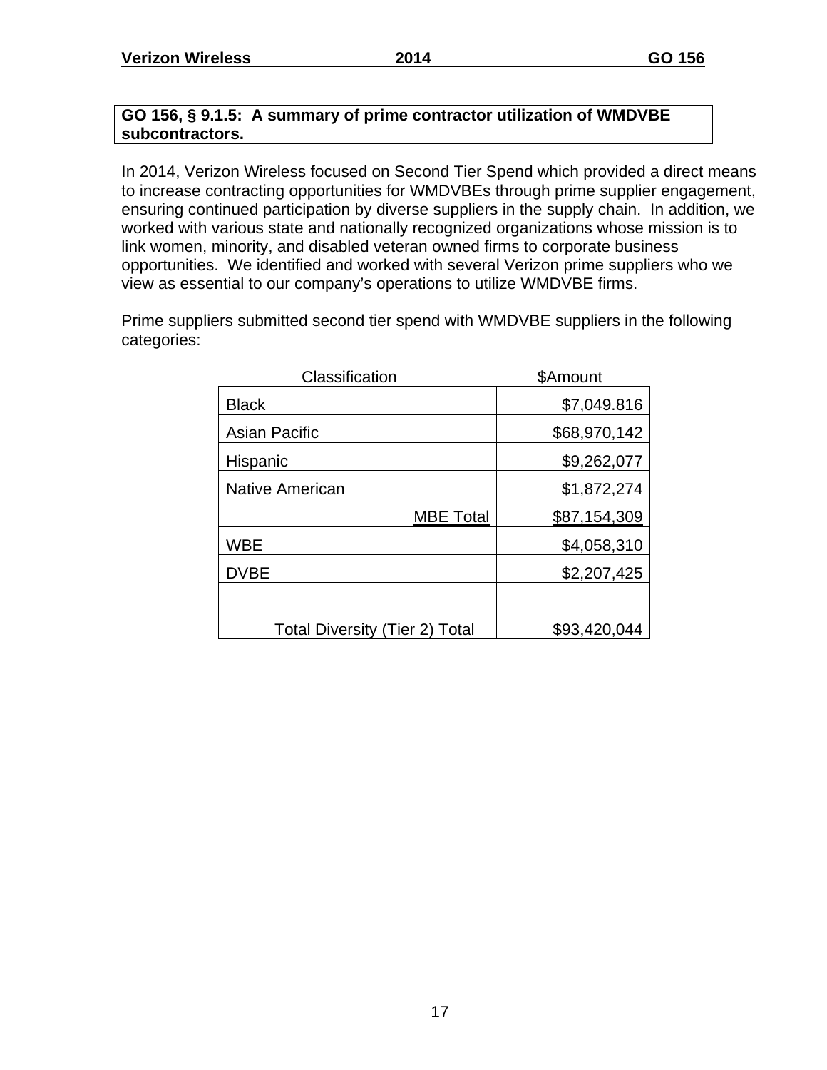**GO 156, § 9.1.5: A summary of prime contractor utilization of WMDVBE subcontractors.**

In 2014, Verizon Wireless focused on Second Tier Spend which provided a direct means to increase contracting opportunities for WMDVBEs through prime supplier engagement, ensuring continued participation by diverse suppliers in the supply chain. In addition, we worked with various state and nationally recognized organizations whose mission is to link women, minority, and disabled veteran owned firms to corporate business opportunities. We identified and worked with several Verizon prime suppliers who we view as essential to our company's operations to utilize WMDVBE firms.

Prime suppliers submitted second tier spend with WMDVBE suppliers in the following categories:

| Classification | $Amount |
|---|---|
| Black | $7,049.816 |
| Asian Pacific | $68,970,142 |
| Hispanic | $9,262,077 |
| Native American | $1,872,274 |
| MBE Total | $87,154,309 |
| WBE | $4,058,310 |
| DVBE | $2,207,425 |
| | |
| Total Diversity (Tier 2) Total | $93,420,044 |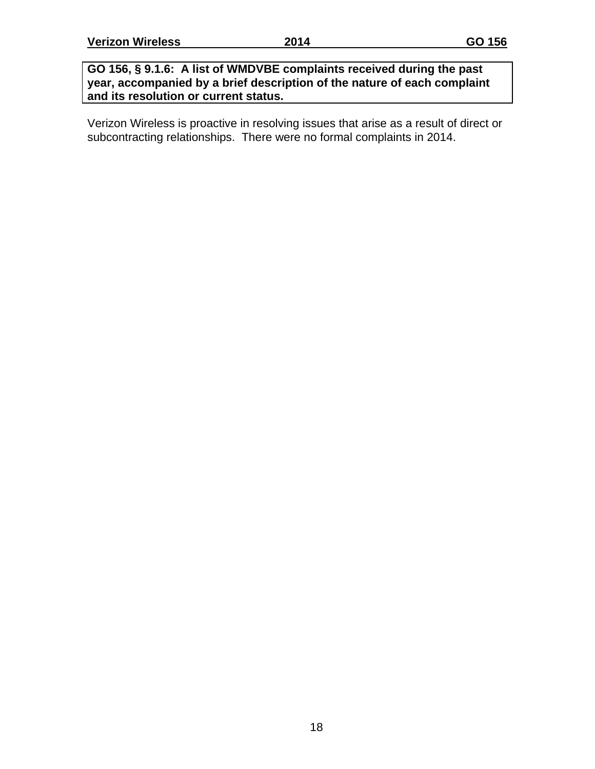**GO 156, § 9.1.6: A list of WMDVBE complaints received during the past year, accompanied by a brief description of the nature of each complaint and its resolution or current status.**

Verizon Wireless is proactive in resolving issues that arise as a result of direct or subcontracting relationships. There were no formal complaints in 2014.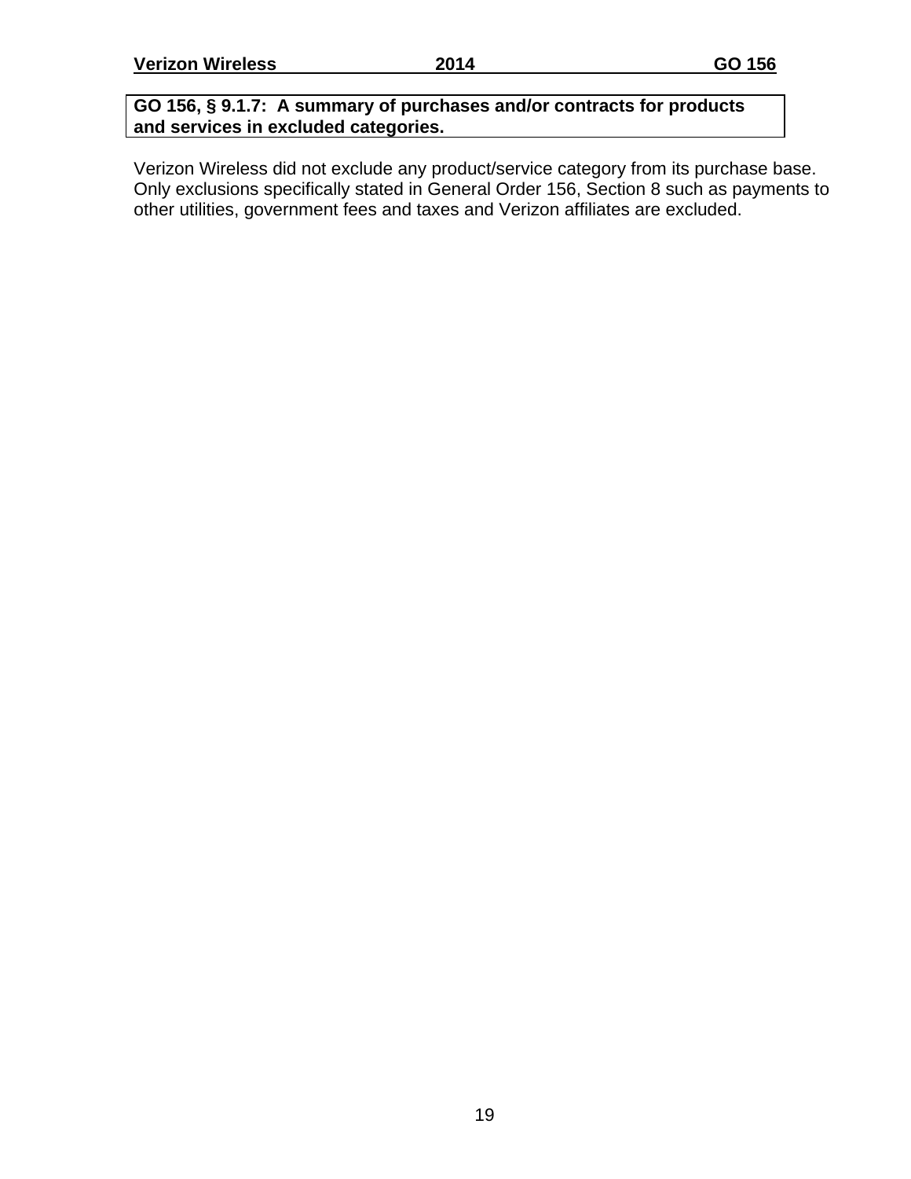**GO 156, § 9.1.7: A summary of purchases and/or contracts for products and services in excluded categories.**

Verizon Wireless did not exclude any product/service category from its purchase base. Only exclusions specifically stated in General Order 156, Section 8 such as payments to other utilities, government fees and taxes and Verizon affiliates are excluded.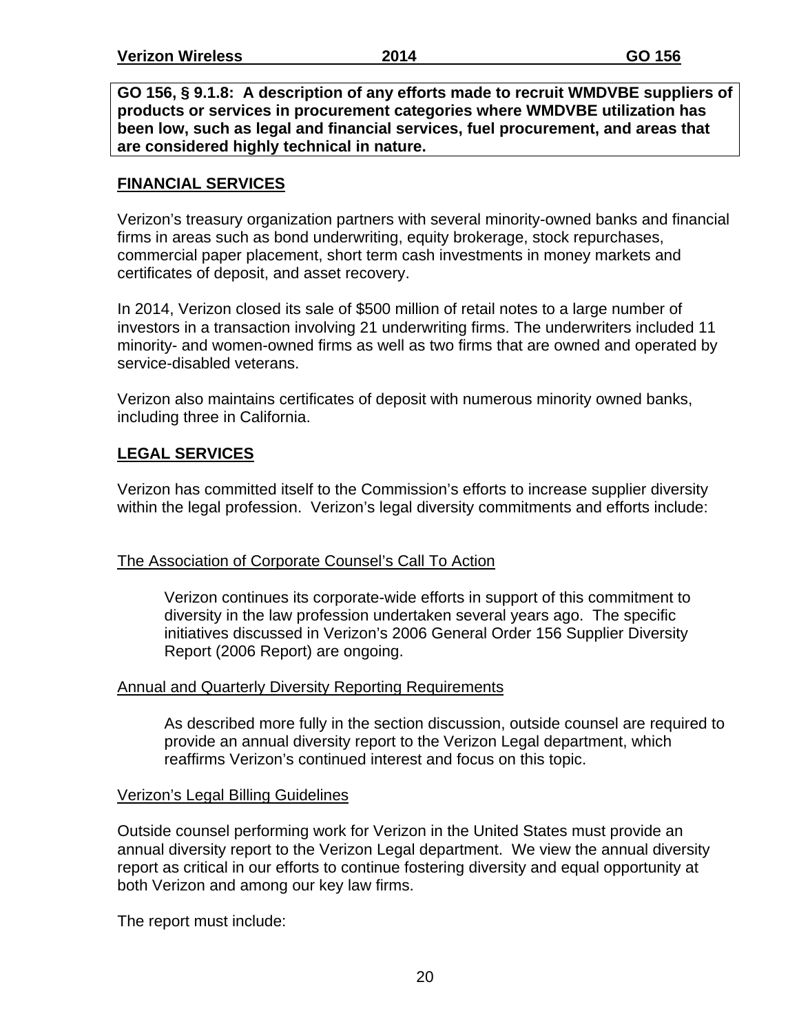**GO 156, § 9.1.8: A description of any efforts made to recruit WMDVBE suppliers of products or services in procurement categories where WMDVBE utilization has been low, such as legal and financial services, fuel procurement, and areas that are considered highly technical in nature.**

## FINANCIAL SERVICES

Verizon's treasury organization partners with several minority-owned banks and financial firms in areas such as bond underwriting, equity brokerage, stock repurchases, commercial paper placement, short term cash investments in money markets and certificates of deposit, and asset recovery.

In 2014, Verizon closed its sale of $500 million of retail notes to a large number of investors in a transaction involving 21 underwriting firms. The underwriters included 11 minority- and women-owned firms as well as two firms that are owned and operated by service-disabled veterans.

Verizon also maintains certificates of deposit with numerous minority owned banks, including three in California.

## LEGAL SERVICES

Verizon has committed itself to the Commission's efforts to increase supplier diversity within the legal profession. Verizon's legal diversity commitments and efforts include:

### The Association of Corporate Counsel's Call To Action

Verizon continues its corporate-wide efforts in support of this commitment to diversity in the law profession undertaken several years ago. The specific initiatives discussed in Verizon's 2006 General Order 156 Supplier Diversity Report (2006 Report) are ongoing.

### Annual and Quarterly Diversity Reporting Requirements

As described more fully in the section discussion, outside counsel are required to provide an annual diversity report to the Verizon Legal department, which reaffirms Verizon's continued interest and focus on this topic.

### Verizon's Legal Billing Guidelines

Outside counsel performing work for Verizon in the United States must provide an annual diversity report to the Verizon Legal department. We view the annual diversity report as critical in our efforts to continue fostering diversity and equal opportunity at both Verizon and among our key law firms.

The report must include: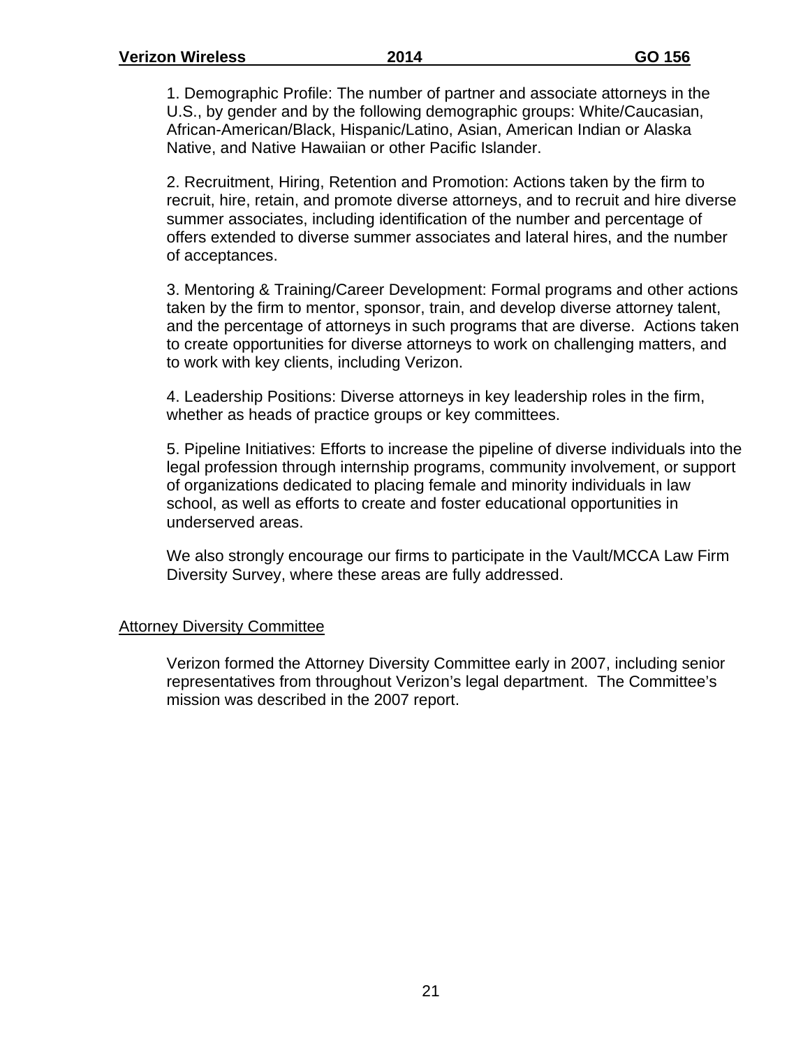1. Demographic Profile: The number of partner and associate attorneys in the U.S., by gender and by the following demographic groups: White/Caucasian, African-American/Black, Hispanic/Latino, Asian, American Indian or Alaska Native, and Native Hawaiian or other Pacific Islander.

2. Recruitment, Hiring, Retention and Promotion: Actions taken by the firm to recruit, hire, retain, and promote diverse attorneys, and to recruit and hire diverse summer associates, including identification of the number and percentage of offers extended to diverse summer associates and lateral hires, and the number of acceptances.

3. Mentoring & Training/Career Development: Formal programs and other actions taken by the firm to mentor, sponsor, train, and develop diverse attorney talent, and the percentage of attorneys in such programs that are diverse. Actions taken to create opportunities for diverse attorneys to work on challenging matters, and to work with key clients, including Verizon.

4. Leadership Positions: Diverse attorneys in key leadership roles in the firm, whether as heads of practice groups or key committees.

5. Pipeline Initiatives: Efforts to increase the pipeline of diverse individuals into the legal profession through internship programs, community involvement, or support of organizations dedicated to placing female and minority individuals in law school, as well as efforts to create and foster educational opportunities in underserved areas.

We also strongly encourage our firms to participate in the Vault/MCCA Law Firm Diversity Survey, where these areas are fully addressed.

## Attorney Diversity Committee

Verizon formed the Attorney Diversity Committee early in 2007, including senior representatives from throughout Verizon's legal department. The Committee's mission was described in the 2007 report.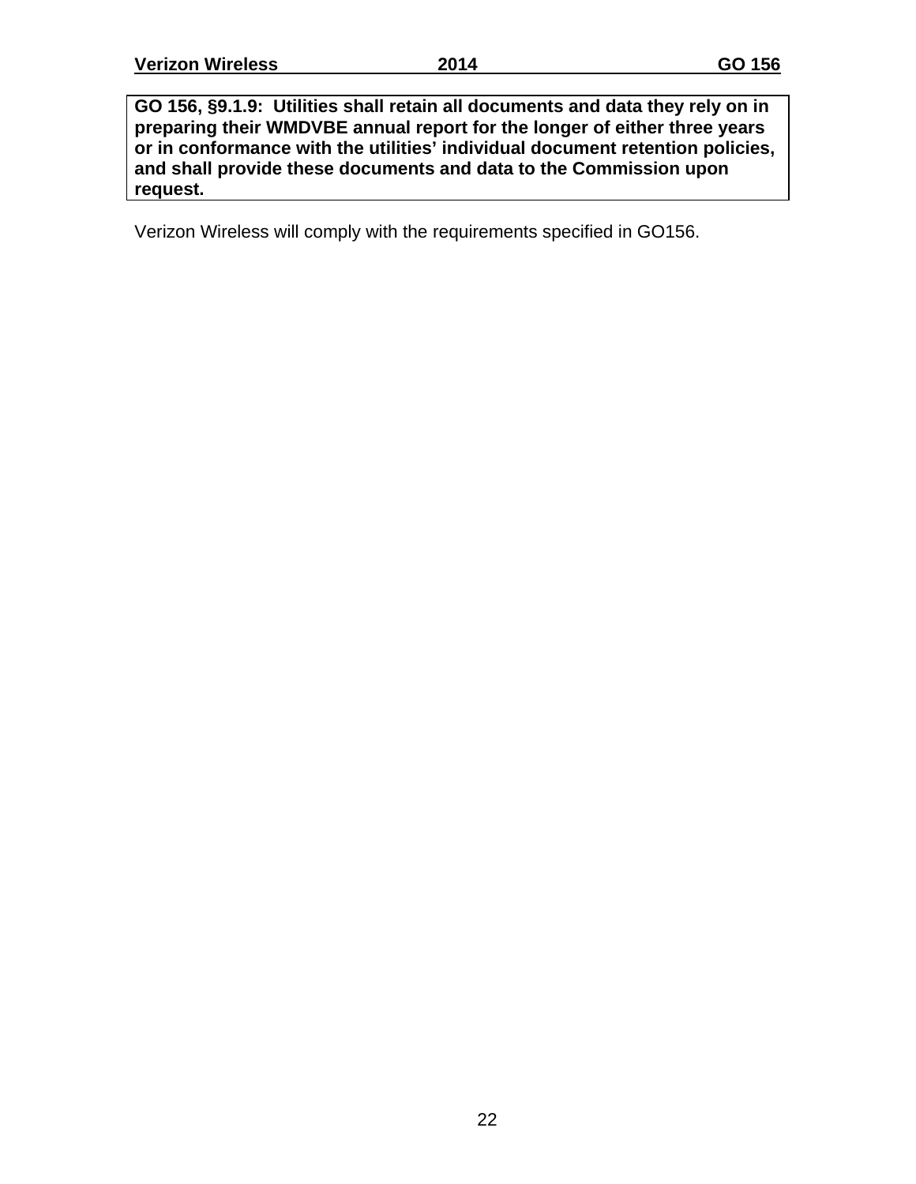**GO 156, §9.1.9: Utilities shall retain all documents and data they rely on in preparing their WMDVBE annual report for the longer of either three years or in conformance with the utilities' individual document retention policies, and shall provide these documents and data to the Commission upon request.**

Verizon Wireless will comply with the requirements specified in GO156.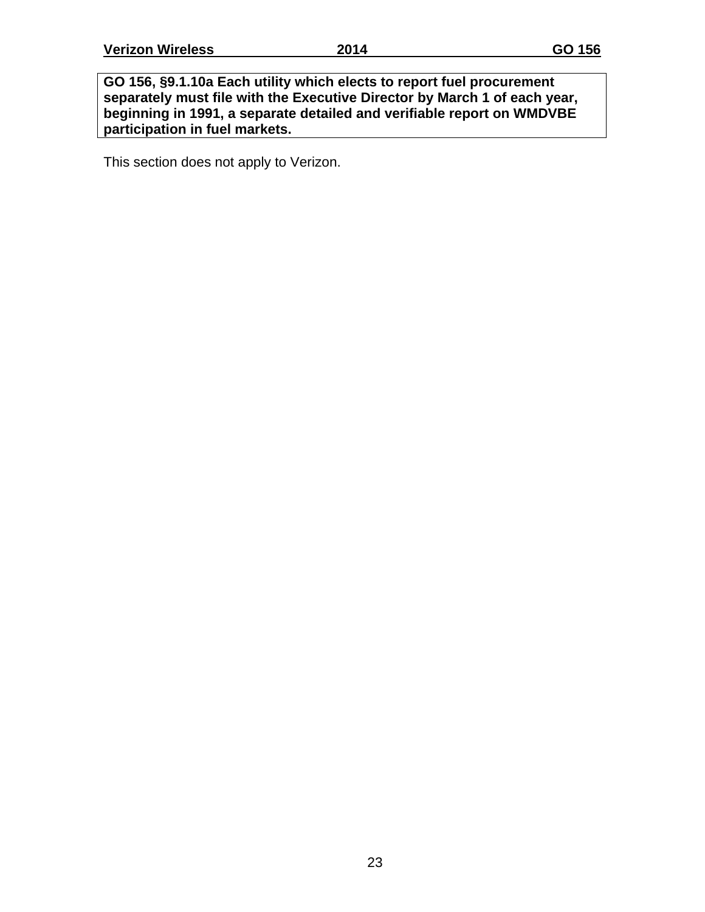**GO 156, §9.1.10a Each utility which elects to report fuel procurement separately must file with the Executive Director by March 1 of each year, beginning in 1991, a separate detailed and verifiable report on WMDVBE participation in fuel markets.**

This section does not apply to Verizon.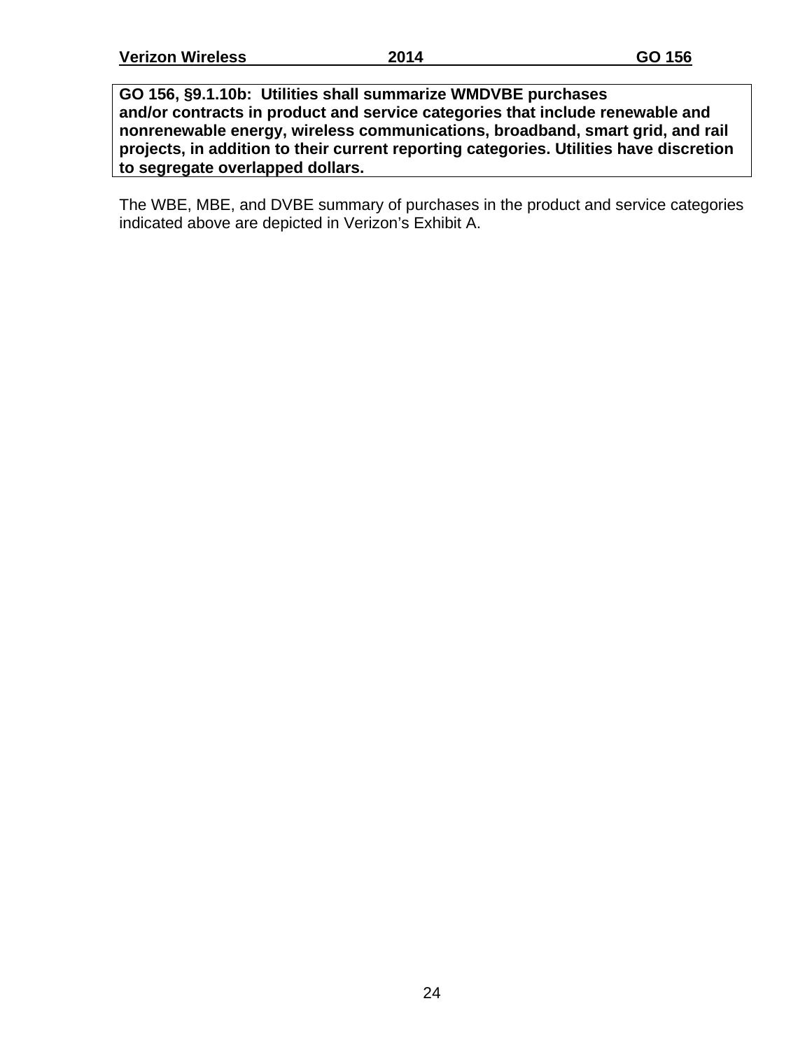**GO 156, §9.1.10b: Utilities shall summarize WMDVBE purchases and/or contracts in product and service categories that include renewable and nonrenewable energy, wireless communications, broadband, smart grid, and rail projects, in addition to their current reporting categories. Utilities have discretion to segregate overlapped dollars.**

The WBE, MBE, and DVBE summary of purchases in the product and service categories indicated above are depicted in Verizon's Exhibit A.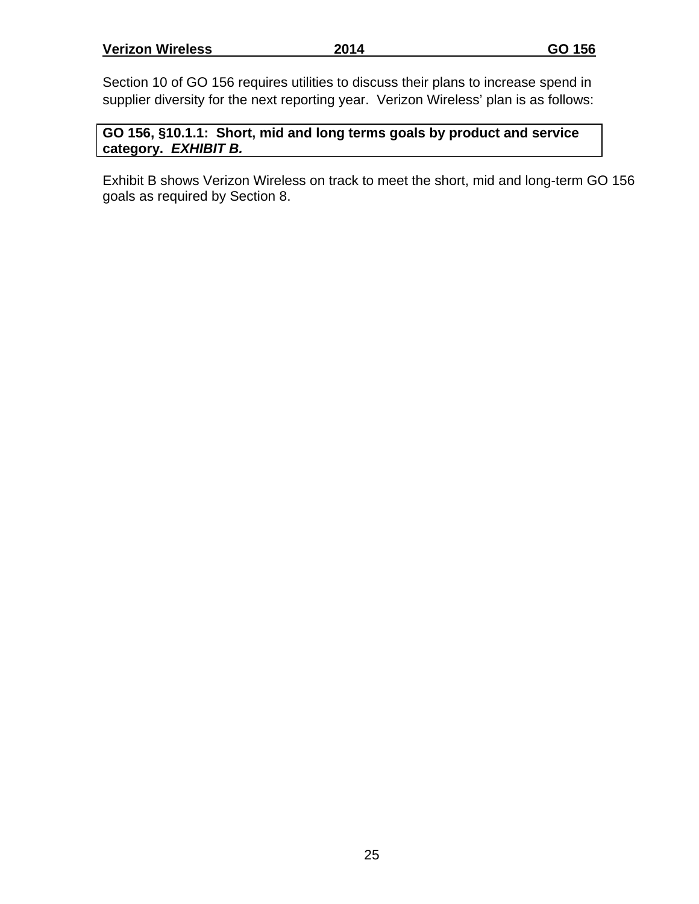Section 10 of GO 156 requires utilities to discuss their plans to increase spend in supplier diversity for the next reporting year.  Verizon Wireless' plan is as follows:

**GO 156, §10.1.1:  Short, mid and long terms goals by product and service category.  *EXHIBIT B.***

Exhibit B shows Verizon Wireless on track to meet the short, mid and long-term GO 156 goals as required by Section 8.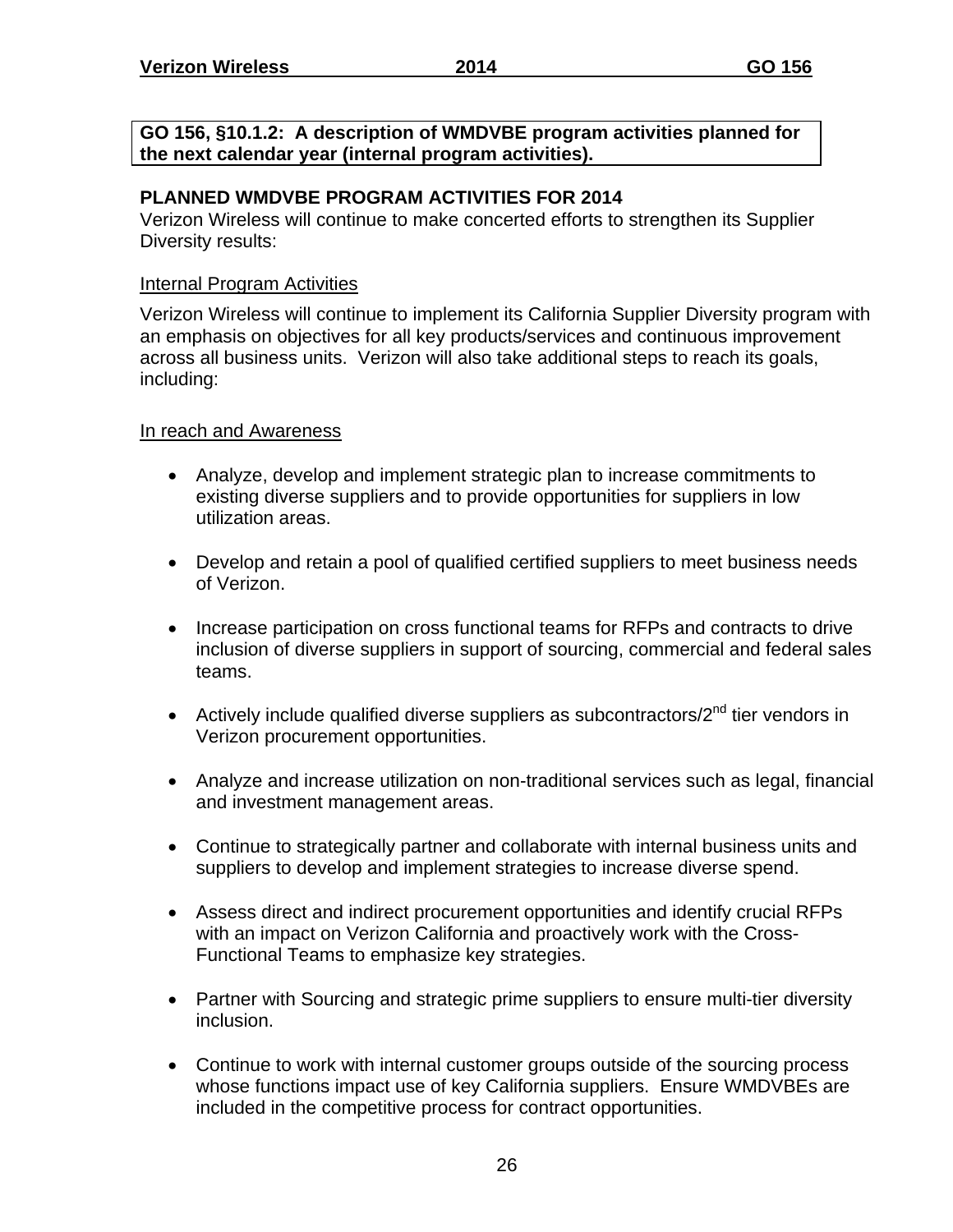**GO 156, §10.1.2: A description of WMDVBE program activities planned for the next calendar year (internal program activities).**

## PLANNED WMDVBE PROGRAM ACTIVITIES FOR 2014

Verizon Wireless will continue to make concerted efforts to strengthen its Supplier Diversity results:

### Internal Program Activities

Verizon Wireless will continue to implement its California Supplier Diversity program with an emphasis on objectives for all key products/services and continuous improvement across all business units. Verizon will also take additional steps to reach its goals, including:

### In reach and Awareness

- Analyze, develop and implement strategic plan to increase commitments to existing diverse suppliers and to provide opportunities for suppliers in low utilization areas.
- Develop and retain a pool of qualified certified suppliers to meet business needs of Verizon.
- Increase participation on cross functional teams for RFPs and contracts to drive inclusion of diverse suppliers in support of sourcing, commercial and federal sales teams.
- Actively include qualified diverse suppliers as subcontractors/2nd tier vendors in Verizon procurement opportunities.
- Analyze and increase utilization on non-traditional services such as legal, financial and investment management areas.
- Continue to strategically partner and collaborate with internal business units and suppliers to develop and implement strategies to increase diverse spend.
- Assess direct and indirect procurement opportunities and identify crucial RFPs with an impact on Verizon California and proactively work with the Cross-Functional Teams to emphasize key strategies.
- Partner with Sourcing and strategic prime suppliers to ensure multi-tier diversity inclusion.
- Continue to work with internal customer groups outside of the sourcing process whose functions impact use of key California suppliers. Ensure WMDVBEs are included in the competitive process for contract opportunities.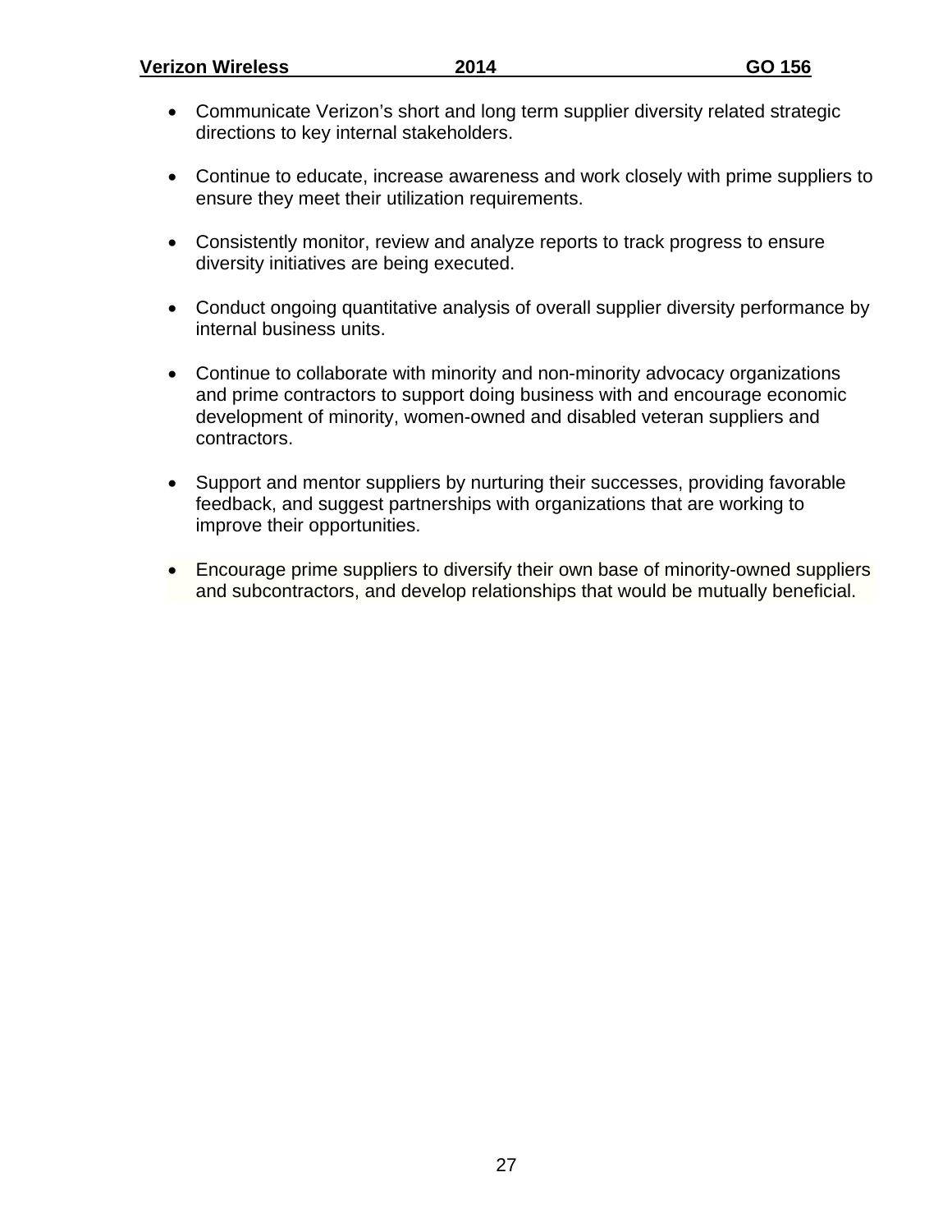- Communicate Verizon's short and long term supplier diversity related strategic directions to key internal stakeholders.

- Continue to educate, increase awareness and work closely with prime suppliers to ensure they meet their utilization requirements.

- Consistently monitor, review and analyze reports to track progress to ensure diversity initiatives are being executed.

- Conduct ongoing quantitative analysis of overall supplier diversity performance by internal business units.

- Continue to collaborate with minority and non-minority advocacy organizations and prime contractors to support doing business with and encourage economic development of minority, women-owned and disabled veteran suppliers and contractors.

- Support and mentor suppliers by nurturing their successes, providing favorable feedback, and suggest partnerships with organizations that are working to improve their opportunities.

- Encourage prime suppliers to diversify their own base of minority-owned suppliers and subcontractors, and develop relationships that would be mutually beneficial.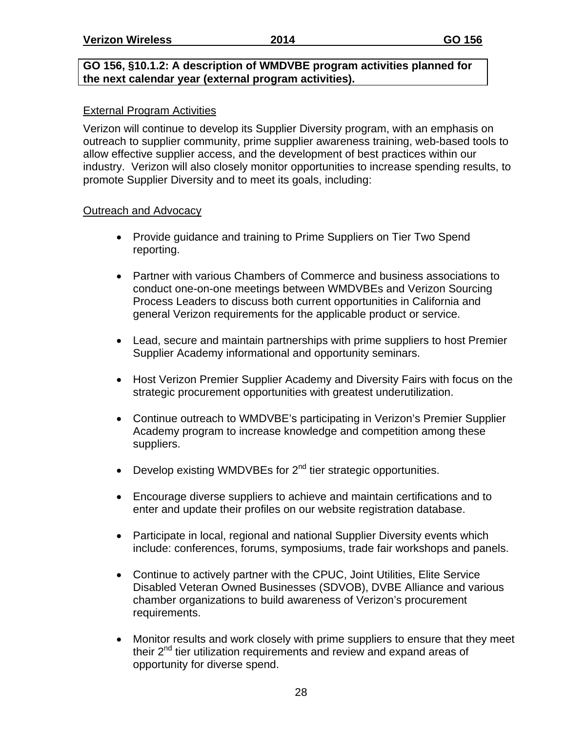**GO 156, §10.1.2: A description of WMDVBE program activities planned for the next calendar year (external program activities).**

External Program Activities

Verizon will continue to develop its Supplier Diversity program, with an emphasis on outreach to supplier community, prime supplier awareness training, web-based tools to allow effective supplier access, and the development of best practices within our industry. Verizon will also closely monitor opportunities to increase spending results, to promote Supplier Diversity and to meet its goals, including:

Outreach and Advocacy

- Provide guidance and training to Prime Suppliers on Tier Two Spend reporting.
- Partner with various Chambers of Commerce and business associations to conduct one-on-one meetings between WMDVBEs and Verizon Sourcing Process Leaders to discuss both current opportunities in California and general Verizon requirements for the applicable product or service.
- Lead, secure and maintain partnerships with prime suppliers to host Premier Supplier Academy informational and opportunity seminars.
- Host Verizon Premier Supplier Academy and Diversity Fairs with focus on the strategic procurement opportunities with greatest underutilization.
- Continue outreach to WMDVBE's participating in Verizon's Premier Supplier Academy program to increase knowledge and competition among these suppliers.
- Develop existing WMDVBEs for 2nd tier strategic opportunities.
- Encourage diverse suppliers to achieve and maintain certifications and to enter and update their profiles on our website registration database.
- Participate in local, regional and national Supplier Diversity events which include: conferences, forums, symposiums, trade fair workshops and panels.
- Continue to actively partner with the CPUC, Joint Utilities, Elite Service Disabled Veteran Owned Businesses (SDVOB), DVBE Alliance and various chamber organizations to build awareness of Verizon's procurement requirements.
- Monitor results and work closely with prime suppliers to ensure that they meet their 2nd tier utilization requirements and review and expand areas of opportunity for diverse spend.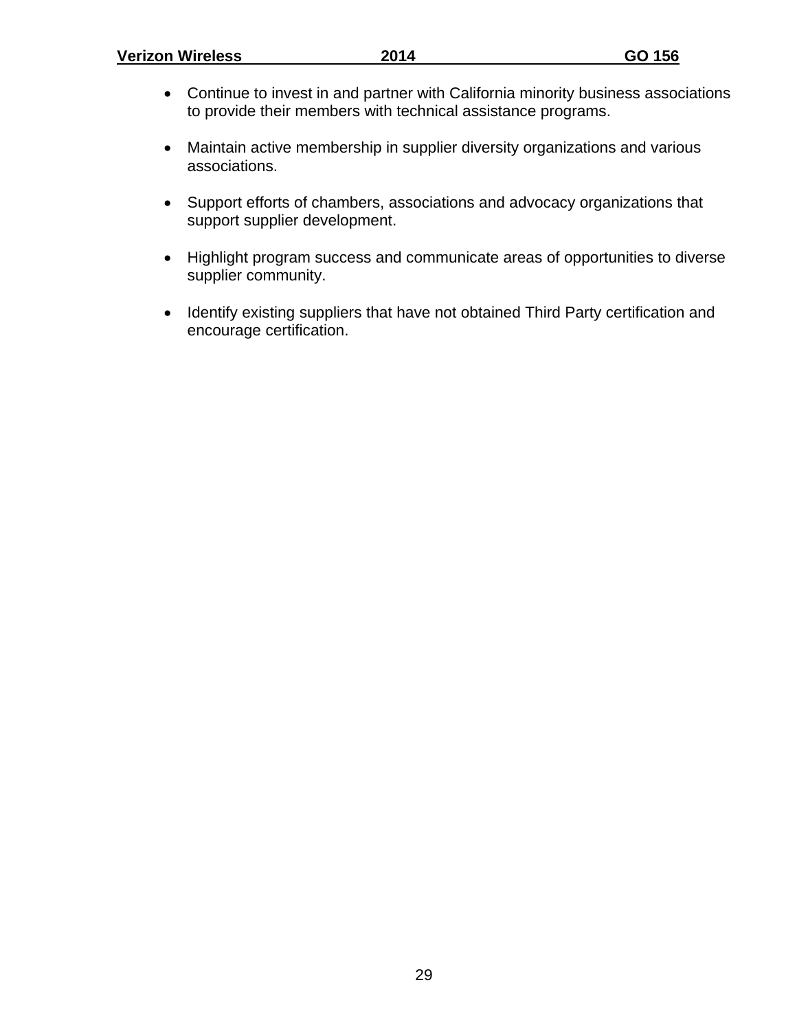- Continue to invest in and partner with California minority business associations to provide their members with technical assistance programs.

- Maintain active membership in supplier diversity organizations and various associations.

- Support efforts of chambers, associations and advocacy organizations that support supplier development.

- Highlight program success and communicate areas of opportunities to diverse supplier community.

- Identify existing suppliers that have not obtained Third Party certification and encourage certification.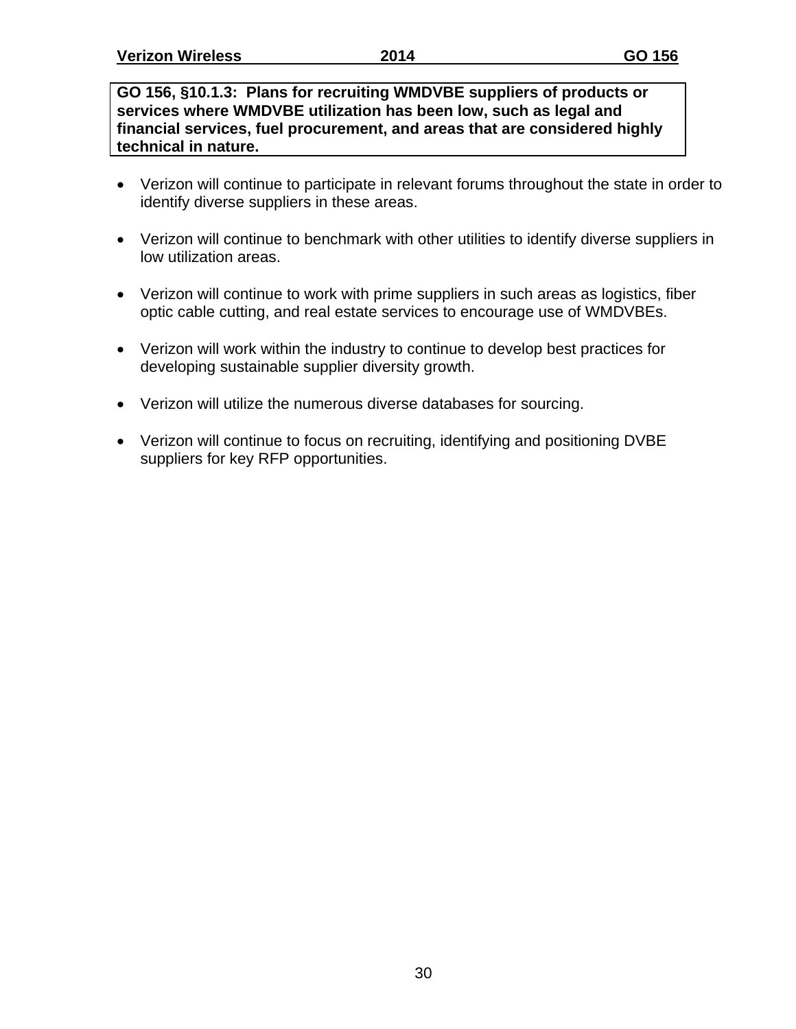**GO 156, §10.1.3: Plans for recruiting WMDVBE suppliers of products or services where WMDVBE utilization has been low, such as legal and financial services, fuel procurement, and areas that are considered highly technical in nature.**

- Verizon will continue to participate in relevant forums throughout the state in order to identify diverse suppliers in these areas.

- Verizon will continue to benchmark with other utilities to identify diverse suppliers in low utilization areas.

- Verizon will continue to work with prime suppliers in such areas as logistics, fiber optic cable cutting, and real estate services to encourage use of WMDVBEs.

- Verizon will work within the industry to continue to develop best practices for developing sustainable supplier diversity growth.

- Verizon will utilize the numerous diverse databases for sourcing.

- Verizon will continue to focus on recruiting, identifying and positioning DVBE suppliers for key RFP opportunities.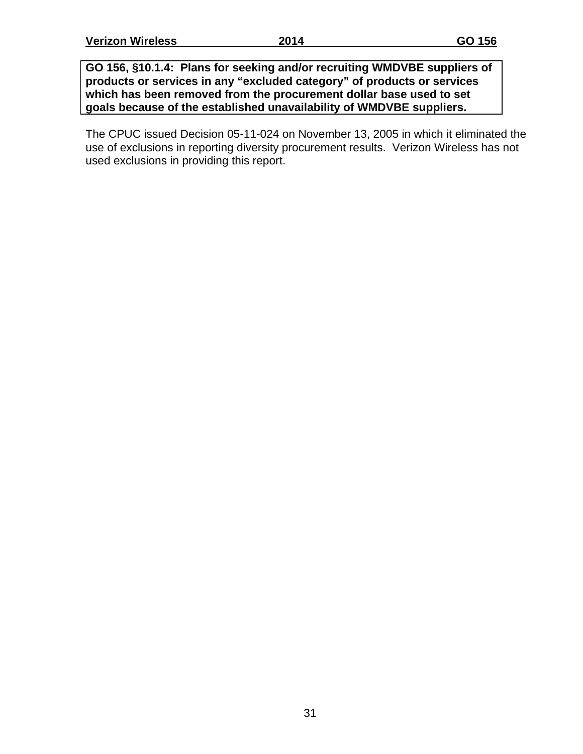**GO 156, §10.1.4: Plans for seeking and/or recruiting WMDVBE suppliers of products or services in any "excluded category" of products or services which has been removed from the procurement dollar base used to set goals because of the established unavailability of WMDVBE suppliers.**

The CPUC issued Decision 05-11-024 on November 13, 2005 in which it eliminated the use of exclusions in reporting diversity procurement results. Verizon Wireless has not used exclusions in providing this report.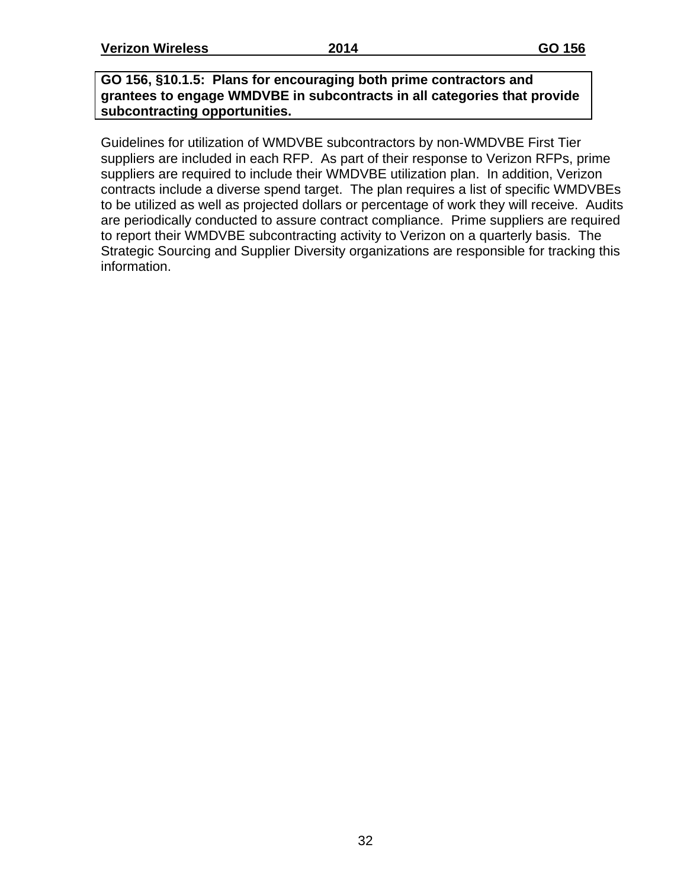**GO 156, §10.1.5: Plans for encouraging both prime contractors and grantees to engage WMDVBE in subcontracts in all categories that provide subcontracting opportunities.**

Guidelines for utilization of WMDVBE subcontractors by non-WMDVBE First Tier suppliers are included in each RFP. As part of their response to Verizon RFPs, prime suppliers are required to include their WMDVBE utilization plan. In addition, Verizon contracts include a diverse spend target. The plan requires a list of specific WMDVBEs to be utilized as well as projected dollars or percentage of work they will receive. Audits are periodically conducted to assure contract compliance. Prime suppliers are required to report their WMDVBE subcontracting activity to Verizon on a quarterly basis. The Strategic Sourcing and Supplier Diversity organizations are responsible for tracking this information.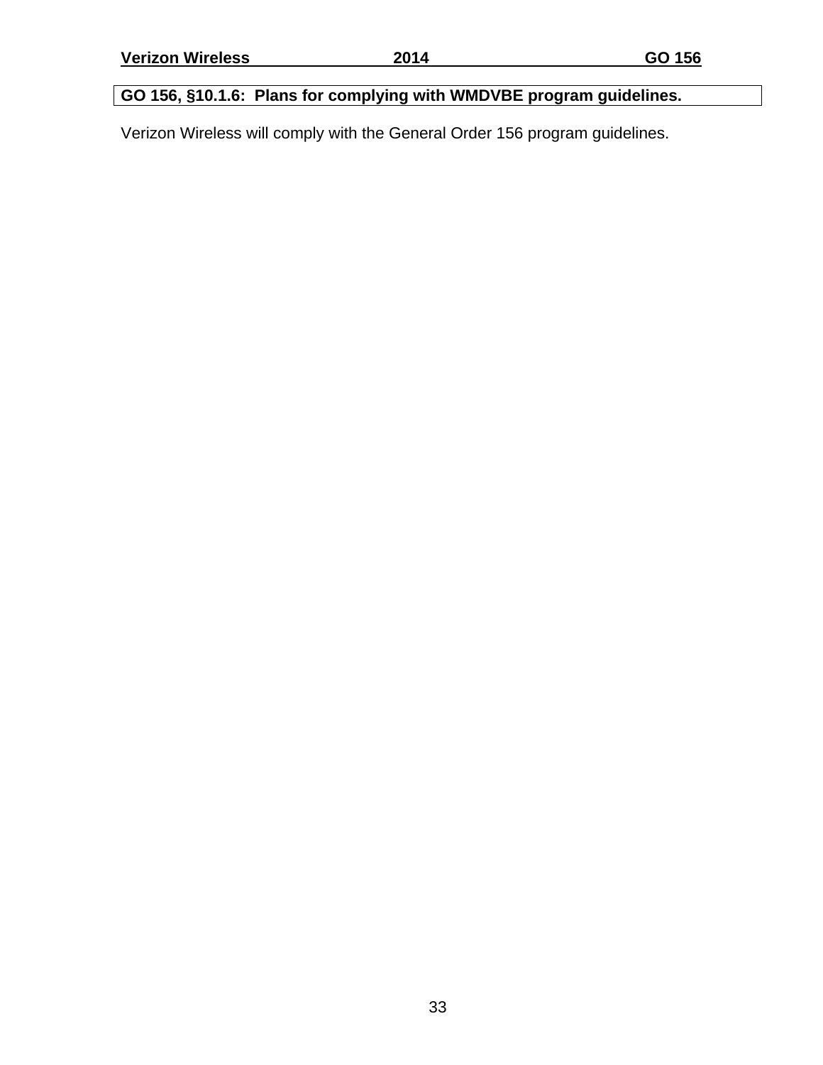**GO 156, §10.1.6: Plans for complying with WMDVBE program guidelines.**

Verizon Wireless will comply with the General Order 156 program guidelines.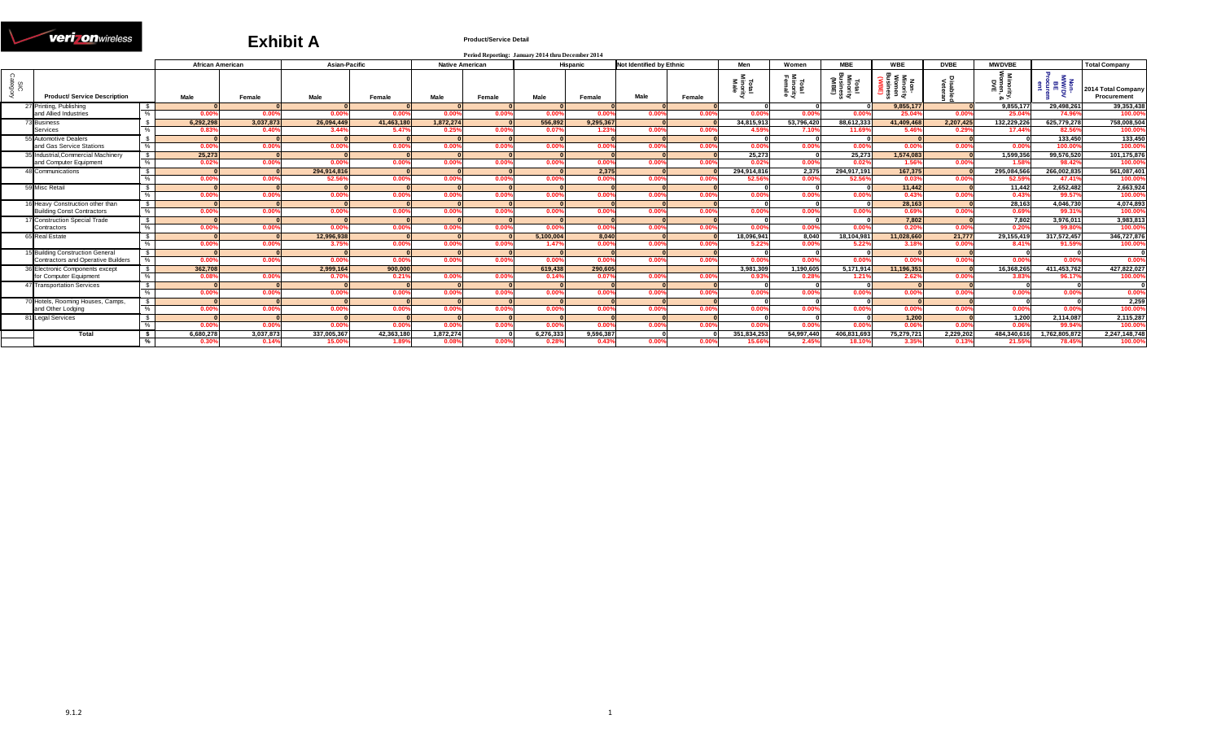verizonwireless

# Exhibit A

**Product/Service Detail**

**Period Reporting: January 2014 thru December 2014**

| SIC Category | Product/ Service Description | | African American | | Asian-Pacific | | Native American | | Hispanic | | Not Identified by Ethnic | | Men | Women | MBE | WBE | DVBE | MWDVBE | | Total Company |
|---|---|---|---|---|---|---|---|---|---|---|---|---|---|---|---|---|---|---|---|---|
| | | | Male | Female | Male | Female | Male | Female | Male | Female | Male | Female | Total Minority Male | Total Minority Female | Total Minority Business (MBE) | Non-Minority Women Business (WBE) | Disabled Veteran | Minority, Women, & DVE | Non-MWDVBE Procurement | 2014 Total Company Procurement |
| 27 | Printing, Publishing and Allied Industries | $ | 0 | 0 | 0 | 0 | 0 | 0 | 0 | 0 | 0 | 0 | 0 | 0 | 0 | 9,855,177 | 0 | 9,855,177 | 29,498,261 | 39,353,438 |
| | | % | 0.00% | 0.00% | 0.00% | 0.00% | 0.00% | 0.00% | 0.00% | 0.00% | 0.00% | 0.00% | 0.00% | 0.00% | 0.00% | 25.04% | 0.00% | 25.04% | 74.96% | 100.00% |
| 73 | Business Services | $ | 6,292,298 | 3,037,873 | 26,094,449 | 41,463,180 | 1,872,274 | 0 | 556,892 | 9,295,367 | 0 | 0 | 34,815,913 | 53,796,420 | 88,612,333 | 41,409,468 | 2,207,425 | 132,229,226 | 625,779,278 | 758,008,504 |
| | | % | 0.83% | 0.40% | 3.44% | 5.47% | 0.25% | 0.00% | 0.07% | 1.23% | 0.00% | 0.00% | 4.59% | 7.10% | 11.69% | 5.46% | 0.29% | 17.44% | 82.56% | 100.00% |
| 55 | Automotive Dealers and Gas Service Stations | $ | 0 | 0 | 0 | 0 | 0 | 0 | 0 | 0 | 0 | 0 | 0 | 0 | 0 | 0 | 0 | 0 | 133,450 | 133,450 |
| | | % | 0.00% | 0.00% | 0.00% | 0.00% | 0.00% | 0.00% | 0.00% | 0.00% | 0.00% | 0.00% | 0.00% | 0.00% | 0.00% | 0.00% | 0.00% | 0.00% | 100.00% | 100.00% |
| 35 | Industrial,Commercial Machinery and Computer Equipment | $ | 25,273 | 0 | 0 | 0 | 0 | 0 | 0 | 0 | 0 | 0 | 25,273 | 0 | 25,273 | 1,574,083 | 0 | 1,599,356 | 99,576,520 | 101,175,876 |
| | | % | 0.02% | 0.00% | 0.00% | 0.00% | 0.00% | 0.00% | 0.00% | 0.00% | 0.00% | 0.00% | 0.02% | 0.00% | 0.02% | 1.56% | 0.00% | 1.58% | 98.42% | 100.00% |
| 48 | Communications | $ | 0 | 0 | 294,914,816 | 0 | 0 | 0 | 0 | 2,375 | 0 | 0 | 294,914,816 | 2,375 | 294,917,191 | 167,375 | 0 | 295,084,566 | 266,002,835 | 561,087,401 |
| | | % | 0.00% | 0.00% | 52.56% | 0.00% | 0.00% | 0.00% | 0.00% | 0.00% | 0.00% | 0.00% | 52.56% | 0.00% | 52.56% | 0.03% | 0.00% | 52.59% | 47.41% | 100.00% |
| 59 | Misc Retail | $ | 0 | 0 | 0 | 0 | 0 | 0 | 0 | 0 | 0 | 0 | 0 | 0 | 0 | 11,442 | 0 | 11,442 | 2,652,482 | 2,663,924 |
| | | % | 0.00% | 0.00% | 0.00% | 0.00% | 0.00% | 0.00% | 0.00% | 0.00% | 0.00% | 0.00% | 0.00% | 0.00% | 0.00% | 0.43% | 0.00% | 0.43% | 99.57% | 100.00% |
| 16 | Heavy Construction other than Building Const Contractors | $ | 0 | 0 | 0 | 0 | 0 | 0 | 0 | 0 | 0 | 0 | 0 | 0 | 0 | 28,163 | 0 | 28,163 | 4,046,730 | 4,074,893 |
| | | % | 0.00% | 0.00% | 0.00% | 0.00% | 0.00% | 0.00% | 0.00% | 0.00% | 0.00% | 0.00% | 0.00% | 0.00% | 0.00% | 0.69% | 0.00% | 0.69% | 99.31% | 100.00% |
| 17 | Construction Special Trade Contractors | $ | 0 | 0 | 0 | 0 | 0 | 0 | 0 | 0 | 0 | 0 | 0 | 0 | 0 | 7,802 | 0 | 7,802 | 3,976,011 | 3,983,813 |
| | | % | 0.00% | 0.00% | 0.00% | 0.00% | 0.00% | 0.00% | 0.00% | 0.00% | 0.00% | 0.00% | 0.00% | 0.00% | 0.00% | 0.20% | 0.00% | 0.20% | 99.80% | 100.00% |
| 65 | Real Estate | $ | 0 | 0 | 12,996,938 | 0 | 0 | 0 | 5,100,004 | 8,040 | 0 | 0 | 18,096,941 | 8,040 | 18,104,981 | 11,028,660 | 21,777 | 29,155,419 | 317,572,457 | 346,727,876 |
| | | % | 0.00% | 0.00% | 3.75% | 0.00% | 0.00% | 0.00% | 1.47% | 0.00% | 0.00% | 0.00% | 5.22% | 0.00% | 5.22% | 3.18% | 0.00% | 8.41% | 91.59% | 100.00% |
| 15 | Building Construction General Contractors and Operative Builders | $ | 0 | 0 | 0 | 0 | 0 | 0 | 0 | 0 | 0 | 0 | 0 | 0 | 0 | 0 | 0 | 0 | 0 | 0 |
| | | % | 0.00% | 0.00% | 0.00% | 0.00% | 0.00% | 0.00% | 0.00% | 0.00% | 0.00% | 0.00% | 0.00% | 0.00% | 0.00% | 0.00% | 0.00% | 0.00% | 0.00% | 0.00% |
| 36 | Electronic Components except for Computer Equipment | $ | 362,708 | 0 | 2,999,164 | 900,000 | | | 619,438 | 290,605 | | | 3,981,309 | 1,190,605 | 5,171,914 | 11,196,351 | 0 | 16,368,265 | 411,453,762 | 427,822,027 |
| | | % | 0.08% | 0.00% | 0.70% | 0.21% | 0.00% | 0.00% | 0.14% | 0.07% | 0.00% | 0.00% | 0.93% | 0.28% | 1.21% | 2.62% | 0.00% | 3.83% | 96.17% | 100.00% |
| 47 | Transportation Services | $ | 0 | 0 | 0 | 0 | 0 | 0 | 0 | 0 | 0 | 0 | 0 | 0 | 0 | 0 | 0 | 0 | 0 | 0 |
| | | % | 0.00% | 0.00% | 0.00% | 0.00% | 0.00% | 0.00% | 0.00% | 0.00% | 0.00% | 0.00% | 0.00% | 0.00% | 0.00% | 0.00% | 0.00% | 0.00% | 0.00% | 0.00% |
| 70 | Hotels, Rooming Houses, Camps, and Other Lodging | $ | 0 | 0 | 0 | 0 | 0 | 0 | 0 | 0 | 0 | 0 | 0 | 0 | 0 | 0 | 0 | 0 | 0 | 2,259 |
| | | % | 0.00% | 0.00% | 0.00% | 0.00% | 0.00% | 0.00% | 0.00% | 0.00% | 0.00% | 0.00% | 0.00% | 0.00% | 0.00% | 0.00% | 0.00% | 0.00% | 0.00% | 100.00% |
| 81 | Legal Services | $ | 0 | 0 | 0 | 0 | 0 | 0 | 0 | 0 | 0 | 0 | 0 | 0 | 0 | 1,200 | 0 | 1,200 | 2,114,087 | 2,115,287 |
| | | % | 0.00% | 0.00% | 0.00% | 0.00% | 0.00% | 0.00% | 0.00% | 0.00% | 0.00% | 0.00% | 0.00% | 0.00% | 0.00% | 0.06% | 0.00% | 0.06% | 99.94% | 100.00% |
| | **Total** | $ | 6,680,278 | 3,037,873 | 337,005,367 | 42,363,180 | 1,872,274 | 0 | 6,276,333 | 9,596,387 | 0 | 0 | 351,834,253 | 54,997,440 | 406,831,693 | 75,279,721 | 2,229,202 | 484,340,616 | 1,762,805,872 | 2,247,148,748 |
| | | % | 0.30% | 0.14% | 15.00% | 1.89% | 0.08% | 0.00% | 0.28% | 0.43% | 0.00% | 0.00% | 15.66% | 2.45% | 18.10% | 3.35% | 0.13% | 21.55% | 78.45% | 100.00% |

9.1.2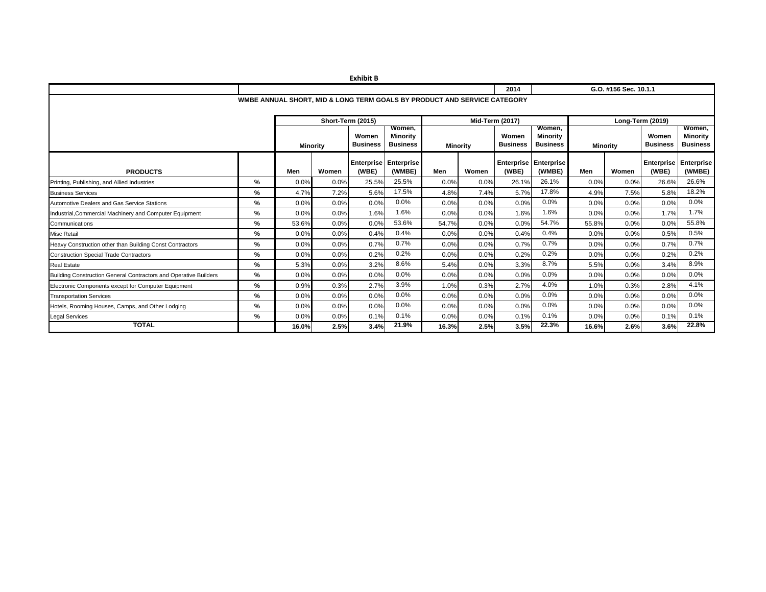**Exhibit B**

| | | | | | | | | 2014 | | G.O. #156 Sec. 10.1.1 | | | |
|---|---|---|---|---|---|---|---|---|---|---|---|---|---|
| WMBE ANNUAL SHORT, MID & LONG TERM GOALS BY PRODUCT AND SERVICE CATEGORY | | | | | | | | | | | | | |
| | | Short-Term (2015) | | | | Mid-Term (2017) | | | | Long-Term (2019) | | | |
| | | Minority | | Women Business | Women, Minority Business | Minority | | Women Business | Women, Minority Business | Minority | | Women Business | Women, Minority Business |
| PRODUCTS | | Men | Women | Enterprise (WBE) | Enterprise (WMBE) | Men | Women | Enterprise (WBE) | Enterprise (WMBE) | Men | Women | Enterprise (WBE) | Enterprise (WMBE) |
| Printing, Publishing, and Allied Industries | % | 0.0% | 0.0% | 25.5% | 25.5% | 0.0% | 0.0% | 26.1% | 26.1% | 0.0% | 0.0% | 26.6% | 26.6% |
| Business Services | % | 4.7% | 7.2% | 5.6% | 17.5% | 4.8% | 7.4% | 5.7% | 17.8% | 4.9% | 7.5% | 5.8% | 18.2% |
| Automotive Dealers and Gas Service Stations | % | 0.0% | 0.0% | 0.0% | 0.0% | 0.0% | 0.0% | 0.0% | 0.0% | 0.0% | 0.0% | 0.0% | 0.0% |
| Industrial,Commercial Machinery and Computer Equipment | % | 0.0% | 0.0% | 1.6% | 1.6% | 0.0% | 0.0% | 1.6% | 1.6% | 0.0% | 0.0% | 1.7% | 1.7% |
| Communications | % | 53.6% | 0.0% | 0.0% | 53.6% | 54.7% | 0.0% | 0.0% | 54.7% | 55.8% | 0.0% | 0.0% | 55.8% |
| Misc Retail | % | 0.0% | 0.0% | 0.4% | 0.4% | 0.0% | 0.0% | 0.4% | 0.4% | 0.0% | 0.0% | 0.5% | 0.5% |
| Heavy Construction other than Building Const Contractors | % | 0.0% | 0.0% | 0.7% | 0.7% | 0.0% | 0.0% | 0.7% | 0.7% | 0.0% | 0.0% | 0.7% | 0.7% |
| Construction Special Trade Contractors | % | 0.0% | 0.0% | 0.2% | 0.2% | 0.0% | 0.0% | 0.2% | 0.2% | 0.0% | 0.0% | 0.2% | 0.2% |
| Real Estate | % | 5.3% | 0.0% | 3.2% | 8.6% | 5.4% | 0.0% | 3.3% | 8.7% | 5.5% | 0.0% | 3.4% | 8.9% |
| Building Construction General Contractors and Operative Builders | % | 0.0% | 0.0% | 0.0% | 0.0% | 0.0% | 0.0% | 0.0% | 0.0% | 0.0% | 0.0% | 0.0% | 0.0% |
| Electronic Components except for Computer Equipment | % | 0.9% | 0.3% | 2.7% | 3.9% | 1.0% | 0.3% | 2.7% | 4.0% | 1.0% | 0.3% | 2.8% | 4.1% |
| Transportation Services | % | 0.0% | 0.0% | 0.0% | 0.0% | 0.0% | 0.0% | 0.0% | 0.0% | 0.0% | 0.0% | 0.0% | 0.0% |
| Hotels, Rooming Houses, Camps, and Other Lodging | % | 0.0% | 0.0% | 0.0% | 0.0% | 0.0% | 0.0% | 0.0% | 0.0% | 0.0% | 0.0% | 0.0% | 0.0% |
| Legal Services | % | 0.0% | 0.0% | 0.1% | 0.1% | 0.0% | 0.0% | 0.1% | 0.1% | 0.0% | 0.0% | 0.1% | 0.1% |
| **TOTAL** | | **16.0%** | **2.5%** | **3.4%** | **21.9%** | **16.3%** | **2.5%** | **3.5%** | **22.3%** | **16.6%** | **2.6%** | **3.6%** | **22.8%** |